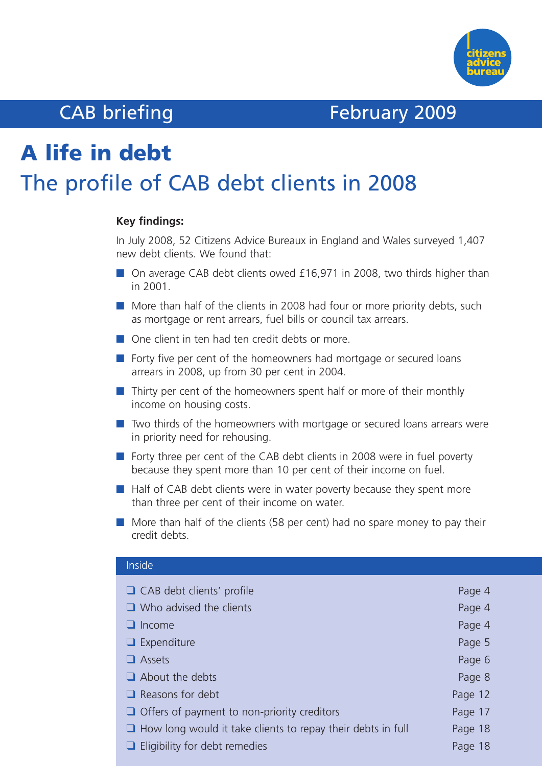citizens advice bureau

CAB briefing February 2009

# A life in debt

## The profile of CAB debt clients in 2008

**Key findings:**

In July 2008, 52 Citizens Advice Bureaux in England and Wales surveyed 1,407 new debt clients. We found that:

- On average CAB debt clients owed £16,971 in 2008, two thirds higher than in 2001.
- More than half of the clients in 2008 had four or more priority debts, such as mortgage or rent arrears, fuel bills or council tax arrears.
- One client in ten had ten credit debts or more.
- Forty five per cent of the homeowners had mortgage or secured loans arrears in 2008, up from 30 per cent in 2004.
- Thirty per cent of the homeowners spent half or more of their monthly income on housing costs.
- Two thirds of the homeowners with mortgage or secured loans arrears were in priority need for rehousing.
- Forty three per cent of the CAB debt clients in 2008 were in fuel poverty because they spent more than 10 per cent of their income on fuel.
- Half of CAB debt clients were in water poverty because they spent more than three per cent of their income on water.
- More than half of the clients (58 per cent) had no spare money to pay their credit debts.

**Inside**

| | |
|---|---|
| CAB debt clients' profile | Page 4 |
| Who advised the clients | Page 4 |
| Income | Page 4 |
| Expenditure | Page 5 |
| Assets | Page 6 |
| About the debts | Page 8 |
| Reasons for debt | Page 12 |
| Offers of payment to non-priority creditors | Page 17 |
| How long would it take clients to repay their debts in full | Page 18 |
| Eligibility for debt remedies | Page 18 |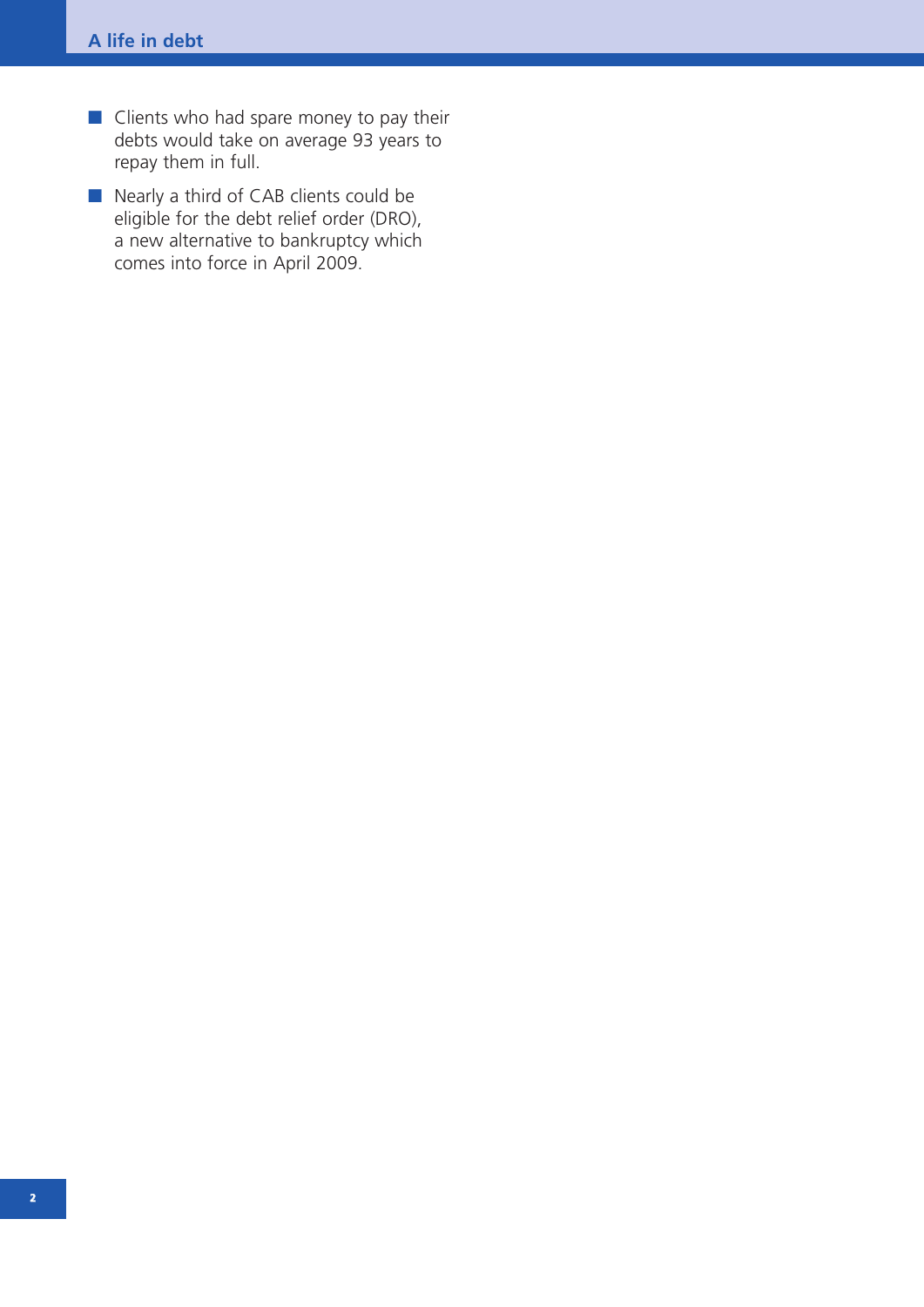- Clients who had spare money to pay their debts would take on average 93 years to repay them in full.
- Nearly a third of CAB clients could be eligible for the debt relief order (DRO), a new alternative to bankruptcy which comes into force in April 2009.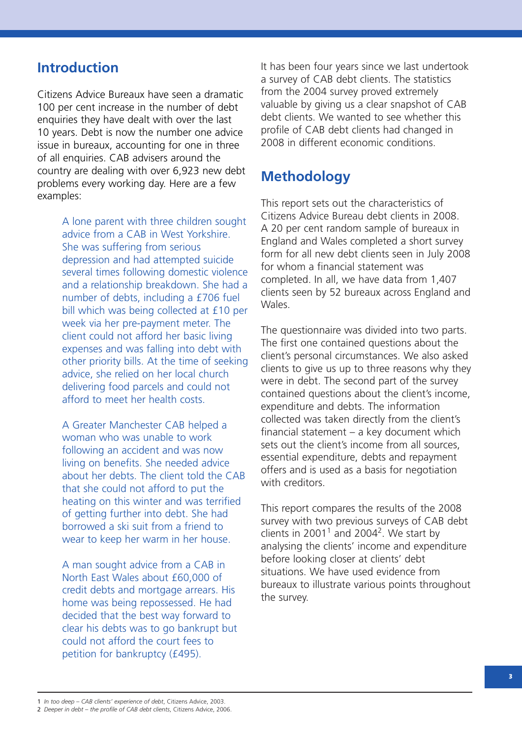## Introduction

Citizens Advice Bureaux have seen a dramatic 100 per cent increase in the number of debt enquiries they have dealt with over the last 10 years. Debt is now the number one advice issue in bureaux, accounting for one in three of all enquiries. CAB advisers around the country are dealing with over 6,923 new debt problems every working day. Here are a few examples:

> A lone parent with three children sought advice from a CAB in West Yorkshire. She was suffering from serious depression and had attempted suicide several times following domestic violence and a relationship breakdown. She had a number of debts, including a £706 fuel bill which was being collected at £10 per week via her pre-payment meter. The client could not afford her basic living expenses and was falling into debt with other priority bills. At the time of seeking advice, she relied on her local church delivering food parcels and could not afford to meet her health costs.

> A Greater Manchester CAB helped a woman who was unable to work following an accident and was now living on benefits. She needed advice about her debts. The client told the CAB that she could not afford to put the heating on this winter and was terrified of getting further into debt. She had borrowed a ski suit from a friend to wear to keep her warm in her house.

> A man sought advice from a CAB in North East Wales about £60,000 of credit debts and mortgage arrears. His home was being repossessed. He had decided that the best way forward to clear his debts was to go bankrupt but could not afford the court fees to petition for bankruptcy (£495).

It has been four years since we last undertook a survey of CAB debt clients. The statistics from the 2004 survey proved extremely valuable by giving us a clear snapshot of CAB debt clients. We wanted to see whether this profile of CAB debt clients had changed in 2008 in different economic conditions.

## Methodology

This report sets out the characteristics of Citizens Advice Bureau debt clients in 2008. A 20 per cent random sample of bureaux in England and Wales completed a short survey form for all new debt clients seen in July 2008 for whom a financial statement was completed. In all, we have data from 1,407 clients seen by 52 bureaux across England and Wales.

The questionnaire was divided into two parts. The first one contained questions about the client's personal circumstances. We also asked clients to give us up to three reasons why they were in debt. The second part of the survey contained questions about the client's income, expenditure and debts. The information collected was taken directly from the client's financial statement – a key document which sets out the client's income from all sources, essential expenditure, debts and repayment offers and is used as a basis for negotiation with creditors.

This report compares the results of the 2008 survey with two previous surveys of CAB debt clients in 2001[1] and 2004[2]. We start by analysing the clients' income and expenditure before looking closer at clients' debt situations. We have used evidence from bureaux to illustrate various points throughout the survey.

---

1 *In too deep – CAB clients' experience of debt*, Citizens Advice, 2003.

2 *Deeper in debt – the profile of CAB debt clients*, Citizens Advice, 2006.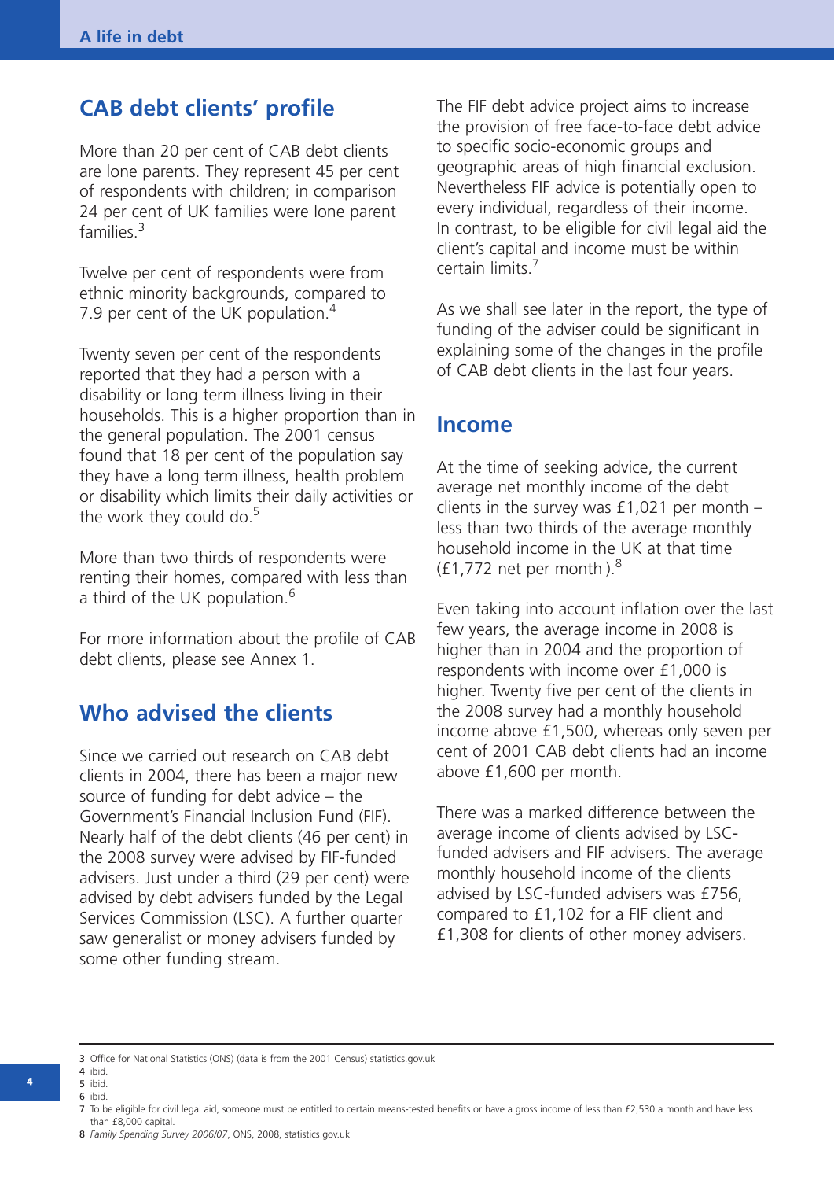## CAB debt clients' profile

More than 20 per cent of CAB debt clients are lone parents. They represent 45 per cent of respondents with children; in comparison 24 per cent of UK families were lone parent families.[3]

Twelve per cent of respondents were from ethnic minority backgrounds, compared to 7.9 per cent of the UK population.[4]

Twenty seven per cent of the respondents reported that they had a person with a disability or long term illness living in their households. This is a higher proportion than in the general population. The 2001 census found that 18 per cent of the population say they have a long term illness, health problem or disability which limits their daily activities or the work they could do.[5]

More than two thirds of respondents were renting their homes, compared with less than a third of the UK population.[6]

For more information about the profile of CAB debt clients, please see Annex 1.

## Who advised the clients

Since we carried out research on CAB debt clients in 2004, there has been a major new source of funding for debt advice – the Government's Financial Inclusion Fund (FIF). Nearly half of the debt clients (46 per cent) in the 2008 survey were advised by FIF-funded advisers. Just under a third (29 per cent) were advised by debt advisers funded by the Legal Services Commission (LSC). A further quarter saw generalist or money advisers funded by some other funding stream.

The FIF debt advice project aims to increase the provision of free face-to-face debt advice to specific socio-economic groups and geographic areas of high financial exclusion. Nevertheless FIF advice is potentially open to every individual, regardless of their income. In contrast, to be eligible for civil legal aid the client's capital and income must be within certain limits.[7]

As we shall see later in the report, the type of funding of the adviser could be significant in explaining some of the changes in the profile of CAB debt clients in the last four years.

## Income

At the time of seeking advice, the current average net monthly income of the debt clients in the survey was £1,021 per month – less than two thirds of the average monthly household income in the UK at that time (£1,772 net per month ).[8]

Even taking into account inflation over the last few years, the average income in 2008 is higher than in 2004 and the proportion of respondents with income over £1,000 is higher. Twenty five per cent of the clients in the 2008 survey had a monthly household income above £1,500, whereas only seven per cent of 2001 CAB debt clients had an income above £1,600 per month.

There was a marked difference between the average income of clients advised by LSC-funded advisers and FIF advisers. The average monthly household income of the clients advised by LSC-funded advisers was £756, compared to £1,102 for a FIF client and £1,308 for clients of other money advisers.

---

3 Office for National Statistics (ONS) (data is from the 2001 Census) statistics.gov.uk
4 ibid.
5 ibid.
6 ibid.
7 To be eligible for civil legal aid, someone must be entitled to certain means-tested benefits or have a gross income of less than £2,530 a month and have less than £8,000 capital.
8 *Family Spending Survey 2006/07*, ONS, 2008, statistics.gov.uk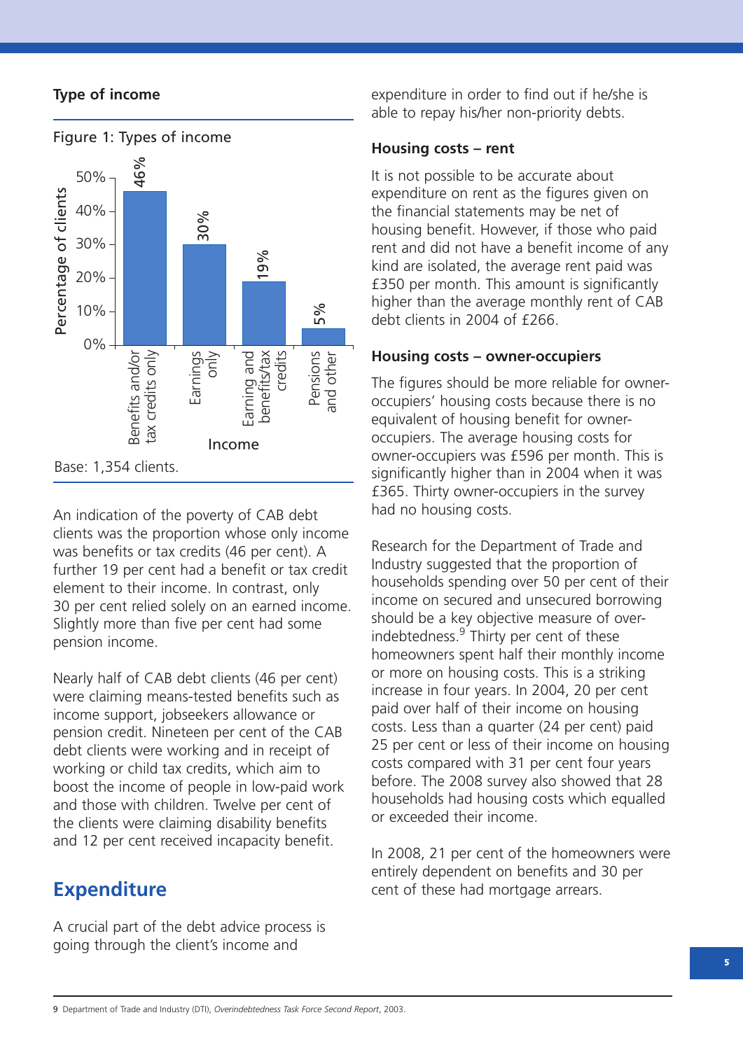### Type of income

Figure 1: Types of income

| Income | Percentage of clients |
|---|---|
| Benefits and/or tax credits only | 46% |
| Earnings only | 30% |
| Earning and benefits/tax credits | 19% |
| Pensions and other | 5% |

Base: 1,354 clients.

An indication of the poverty of CAB debt clients was the proportion whose only income was benefits or tax credits (46 per cent). A further 19 per cent had a benefit or tax credit element to their income. In contrast, only 30 per cent relied solely on an earned income. Slightly more than five per cent had some pension income.

Nearly half of CAB debt clients (46 per cent) were claiming means-tested benefits such as income support, jobseekers allowance or pension credit. Nineteen per cent of the CAB debt clients were working and in receipt of working or child tax credits, which aim to boost the income of people in low-paid work and those with children. Twelve per cent of the clients were claiming disability benefits and 12 per cent received incapacity benefit.

## Expenditure

A crucial part of the debt advice process is going through the client's income and expenditure in order to find out if he/she is able to repay his/her non-priority debts.

### Housing costs – rent

It is not possible to be accurate about expenditure on rent as the figures given on the financial statements may be net of housing benefit. However, if those who paid rent and did not have a benefit income of any kind are isolated, the average rent paid was £350 per month. This amount is significantly higher than the average monthly rent of CAB debt clients in 2004 of £266.

### Housing costs – owner-occupiers

The figures should be more reliable for owner-occupiers' housing costs because there is no equivalent of housing benefit for owner-occupiers. The average housing costs for owner-occupiers was £596 per month. This is significantly higher than in 2004 when it was £365. Thirty owner-occupiers in the survey had no housing costs.

Research for the Department of Trade and Industry suggested that the proportion of households spending over 50 per cent of their income on secured and unsecured borrowing should be a key objective measure of over-indebtedness.[9] Thirty per cent of these homeowners spent half their monthly income or more on housing costs. This is a striking increase in four years. In 2004, 20 per cent paid over half of their income on housing costs. Less than a quarter (24 per cent) paid 25 per cent or less of their income on housing costs compared with 31 per cent four years before. The 2008 survey also showed that 28 households had housing costs which equalled or exceeded their income.

In 2008, 21 per cent of the homeowners were entirely dependent on benefits and 30 per cent of these had mortgage arrears.

9 Department of Trade and Industry (DTI), *Overindebtedness Task Force Second Report*, 2003.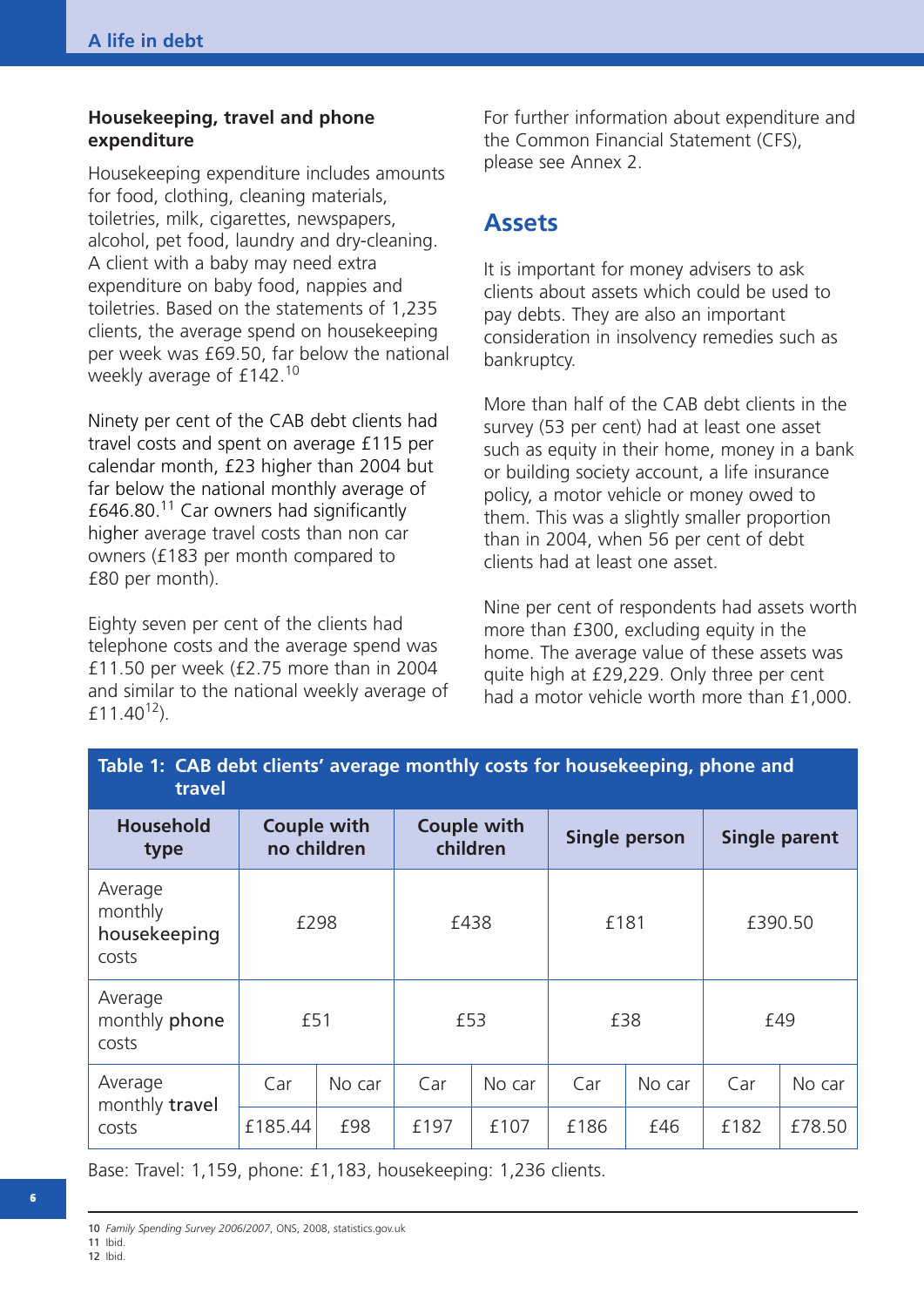### Housekeeping, travel and phone expenditure

Housekeeping expenditure includes amounts for food, clothing, cleaning materials, toiletries, milk, cigarettes, newspapers, alcohol, pet food, laundry and dry-cleaning. A client with a baby may need extra expenditure on baby food, nappies and toiletries. Based on the statements of 1,235 clients, the average spend on housekeeping per week was £69.50, far below the national weekly average of £142.[10]

Ninety per cent of the CAB debt clients had travel costs and spent on average £115 per calendar month, £23 higher than 2004 but far below the national monthly average of £646.80.[11] Car owners had significantly higher average travel costs than non car owners (£183 per month compared to £80 per month).

Eighty seven per cent of the clients had telephone costs and the average spend was £11.50 per week (£2.75 more than in 2004 and similar to the national weekly average of £11.40[12]).

For further information about expenditure and the Common Financial Statement (CFS), please see Annex 2.

## Assets

It is important for money advisers to ask clients about assets which could be used to pay debts. They are also an important consideration in insolvency remedies such as bankruptcy.

More than half of the CAB debt clients in the survey (53 per cent) had at least one asset such as equity in their home, money in a bank or building society account, a life insurance policy, a motor vehicle or money owed to them. This was a slightly smaller proportion than in 2004, when 56 per cent of debt clients had at least one asset.

Nine per cent of respondents had assets worth more than £300, excluding equity in the home. The average value of these assets was quite high at £29,229. Only three per cent had a motor vehicle worth more than £1,000.

**Table 1: CAB debt clients' average monthly costs for housekeeping, phone and travel**

| Household type | Couple with no children | | Couple with children | | Single person | | Single parent | |
|---|---|---|---|---|---|---|---|---|
| Average monthly **housekeeping** costs | £298 | | £438 | | £181 | | £390.50 | |
| Average monthly **phone** costs | £51 | | £53 | | £38 | | £49 | |
| Average monthly **travel** costs | Car | No car | Car | No car | Car | No car | Car | No car |
| | £185.44 | £98 | £197 | £107 | £186 | £46 | £182 | £78.50 |

Base: Travel: 1,159, phone: £1,183, housekeeping: 1,236 clients.

10 *Family Spending Survey 2006/2007*, ONS, 2008, statistics.gov.uk
11 Ibid.
12 Ibid.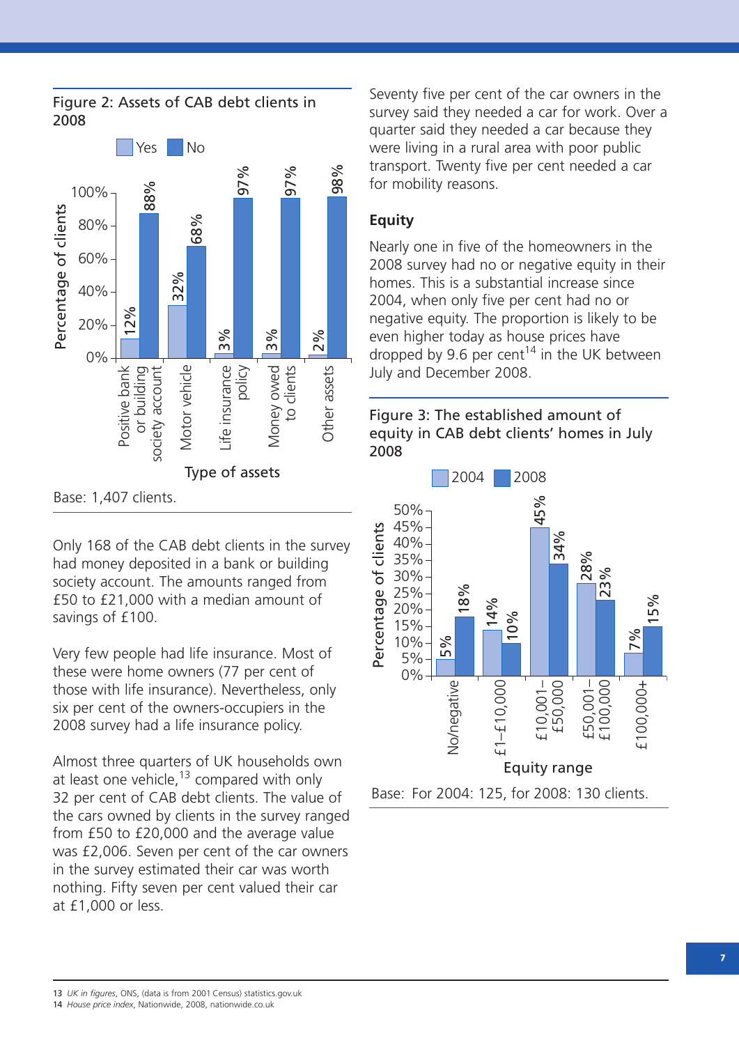Figure 2: Assets of CAB debt clients in 2008

| Type of assets | Yes | No |
|---|---|---|
| Positive bank or building society account | 12% | 88% |
| Motor vehicle | 32% | 68% |
| Life insurance policy | 3% | 97% |
| Money owed to clients | 3% | 97% |
| Other assets | 2% | 98% |

Base: 1,407 clients.

Only 168 of the CAB debt clients in the survey had money deposited in a bank or building society account. The amounts ranged from £50 to £21,000 with a median amount of savings of £100.

Very few people had life insurance. Most of these were home owners (77 per cent of those with life insurance). Nevertheless, only six per cent of the owners-occupiers in the 2008 survey had a life insurance policy.

Almost three quarters of UK households own at least one vehicle,[13] compared with only 32 per cent of CAB debt clients. The value of the cars owned by clients in the survey ranged from £50 to £20,000 and the average value was £2,006. Seven per cent of the car owners in the survey estimated their car was worth nothing. Fifty seven per cent valued their car at £1,000 or less.

Seventy five per cent of the car owners in the survey said they needed a car for work. Over a quarter said they needed a car because they were living in a rural area with poor public transport. Twenty five per cent needed a car for mobility reasons.

## Equity

Nearly one in five of the homeowners in the 2008 survey had no or negative equity in their homes. This is a substantial increase since 2004, when only five per cent had no or negative equity. The proportion is likely to be even higher today as house prices have dropped by 9.6 per cent[14] in the UK between July and December 2008.

Figure 3: The established amount of equity in CAB debt clients' homes in July 2008

| Equity range | 2004 | 2008 |
|---|---|---|
| No/negative | 5% | 18% |
| £1–£10,000 | 14% | 10% |
| £10,001–£50,000 | 45% | 34% |
| £50,001–£100,000 | 28% | 23% |
| £100,000+ | 7% | 15% |

Base: For 2004: 125, for 2008: 130 clients.

13 *UK in figures*, ONS, (data is from 2001 Census) statistics.gov.uk
14 *House price index*, Nationwide, 2008, nationwide.co.uk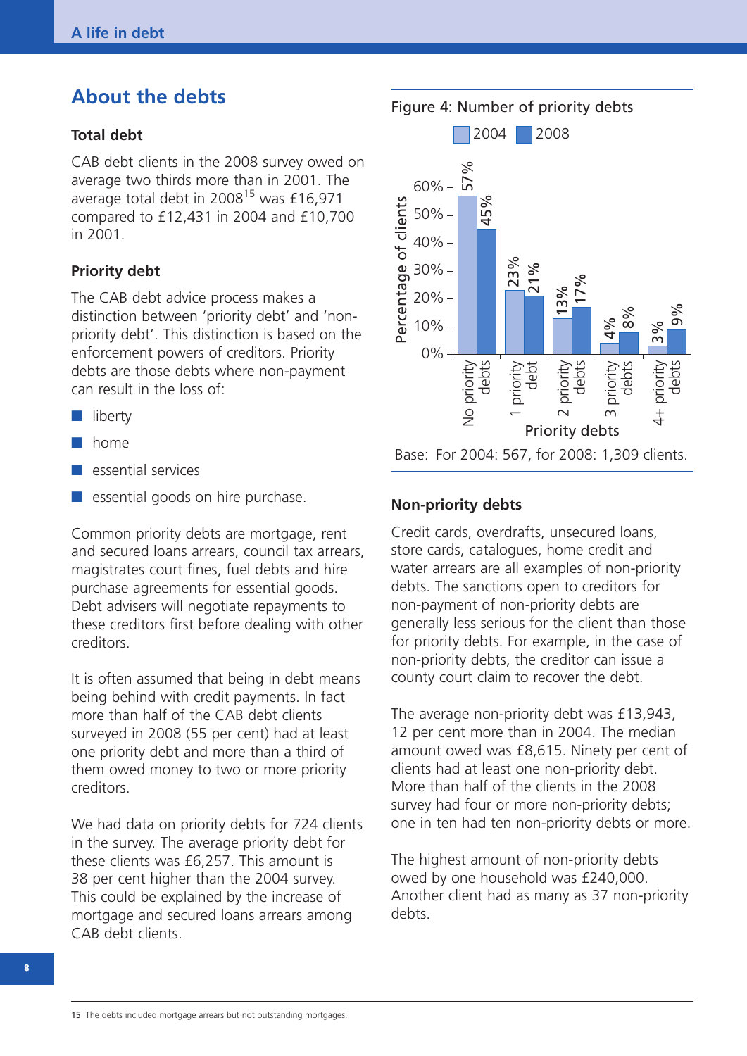## About the debts

### Total debt

CAB debt clients in the 2008 survey owed on average two thirds more than in 2001. The average total debt in 2008[15] was £16,971 compared to £12,431 in 2004 and £10,700 in 2001.

### Priority debt

The CAB debt advice process makes a distinction between 'priority debt' and 'non-priority debt'. This distinction is based on the enforcement powers of creditors. Priority debts are those debts where non-payment can result in the loss of:

- liberty
- home
- essential services
- essential goods on hire purchase.

Common priority debts are mortgage, rent and secured loans arrears, council tax arrears, magistrates court fines, fuel debts and hire purchase agreements for essential goods. Debt advisers will negotiate repayments to these creditors first before dealing with other creditors.

It is often assumed that being in debt means being behind with credit payments. In fact more than half of the CAB debt clients surveyed in 2008 (55 per cent) had at least one priority debt and more than a third of them owed money to two or more priority creditors.

We had data on priority debts for 724 clients in the survey. The average priority debt for these clients was £6,257. This amount is 38 per cent higher than the 2004 survey. This could be explained by the increase of mortgage and secured loans arrears among CAB debt clients.

Figure 4: Number of priority debts

| Priority debts | 2004 | 2008 |
| --- | --- | --- |
| No priority debts | 57% | 45% |
| 1 priority debt | 23% | 21% |
| 2 priority debts | 13% | 17% |
| 3 priority debts | 4% | 8% |
| 4+ priority debts | 3% | 9% |

Base: For 2004: 567, for 2008: 1,309 clients.

### Non-priority debts

Credit cards, overdrafts, unsecured loans, store cards, catalogues, home credit and water arrears are all examples of non-priority debts. The sanctions open to creditors for non-payment of non-priority debts are generally less serious for the client than those for priority debts. For example, in the case of non-priority debts, the creditor can issue a county court claim to recover the debt.

The average non-priority debt was £13,943, 12 per cent more than in 2004. The median amount owed was £8,615. Ninety per cent of clients had at least one non-priority debt. More than half of the clients in the 2008 survey had four or more non-priority debts; one in ten had ten non-priority debts or more.

The highest amount of non-priority debts owed by one household was £240,000. Another client had as many as 37 non-priority debts.

15 The debts included mortgage arrears but not outstanding mortgages.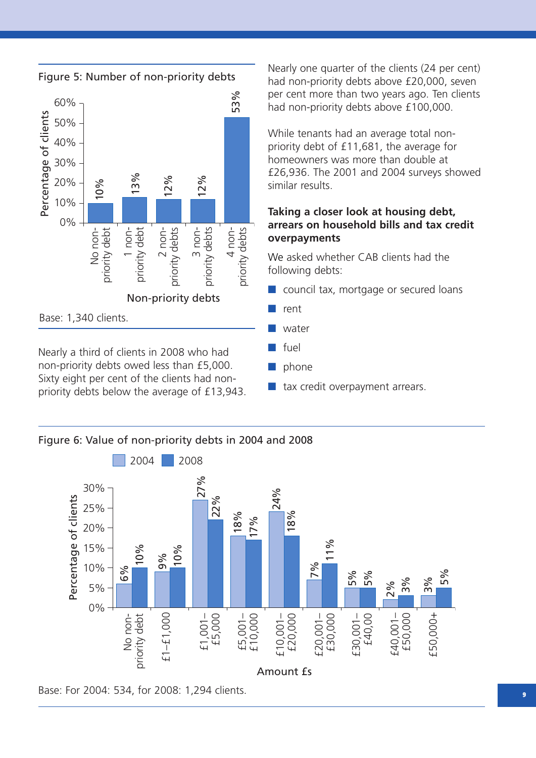Figure 5: Number of non-priority debts

| Non-priority debts | Percentage of clients |
|---|---|
| No non-priority debt | 10% |
| 1 non-priority debt | 13% |
| 2 non-priority debts | 12% |
| 3 non-priority debts | 12% |
| 4 non-priority debts | 53% |

Base: 1,340 clients.

Nearly a third of clients in 2008 who had non-priority debts owed less than £5,000. Sixty eight per cent of the clients had non-priority debts below the average of £13,943.

Nearly one quarter of the clients (24 per cent) had non-priority debts above £20,000, seven per cent more than two years ago. Ten clients had non-priority debts above £100,000.

While tenants had an average total non-priority debt of £11,681, the average for homeowners was more than double at £26,936. The 2001 and 2004 surveys showed similar results.

**Taking a closer look at housing debt, arrears on household bills and tax credit overpayments**

We asked whether CAB clients had the following debts:

- council tax, mortgage or secured loans
- rent
- water
- fuel
- phone
- tax credit overpayment arrears.

Figure 6: Value of non-priority debts in 2004 and 2008

| Amount £s | 2004 | 2008 |
|---|---|---|
| No non-priority debt | 6% | 10% |
| £1–£1,000 | 9% | 10% |
| £1,001–£5,000 | 27% | 22% |
| £5,001–£10,000 | 18% | 17% |
| £10,001–£20,000 | 24% | 18% |
| £20,001–£30,000 | 7% | 11% |
| £30,001–£40,00 | 5% | 5% |
| £40,001–£50,000 | 2% | 3% |
| £50,000+ | 3% | 5% |

Base: For 2004: 534, for 2008: 1,294 clients.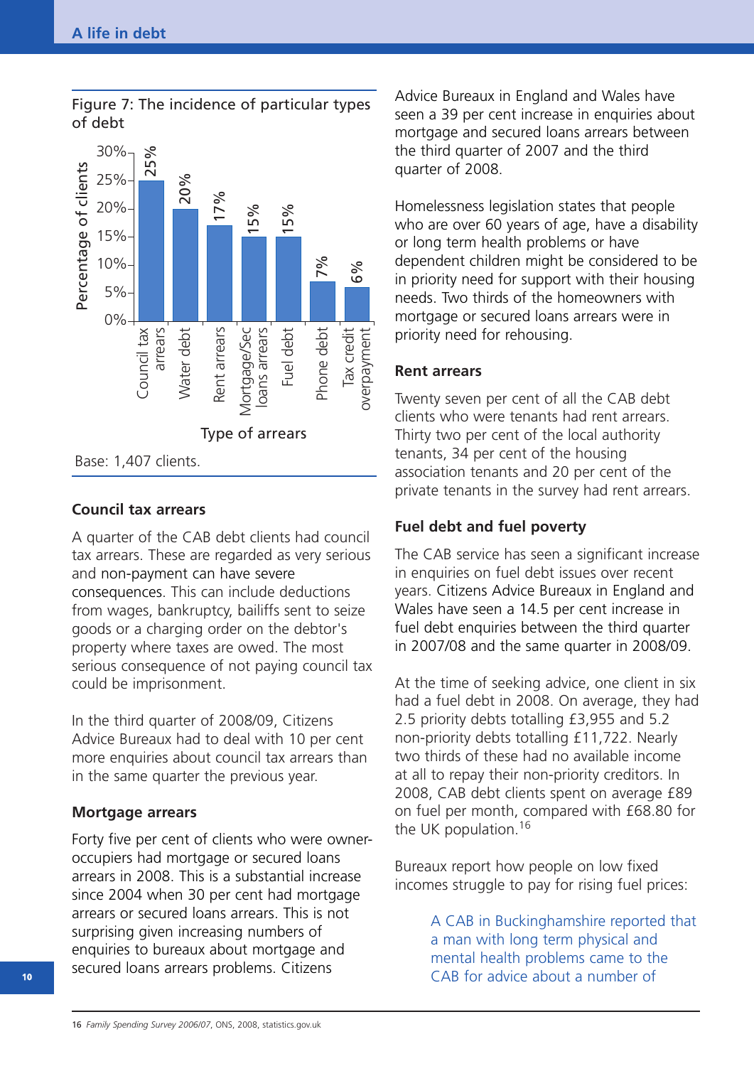Figure 7: The incidence of particular types of debt

| Type of arrears | Percentage of clients |
|---|---|
| Council tax arrears | 25% |
| Water debt | 20% |
| Rent arrears | 17% |
| Mortgage/Sec loans arrears | 15% |
| Fuel debt | 15% |
| Phone debt | 7% |
| Tax credit overpayment | 6% |

Base: 1,407 clients.

### Council tax arrears

A quarter of the CAB debt clients had council tax arrears. These are regarded as very serious and non-payment can have severe consequences. This can include deductions from wages, bankruptcy, bailiffs sent to seize goods or a charging order on the debtor's property where taxes are owed. The most serious consequence of not paying council tax could be imprisonment.

In the third quarter of 2008/09, Citizens Advice Bureaux had to deal with 10 per cent more enquiries about council tax arrears than in the same quarter the previous year.

### Mortgage arrears

Forty five per cent of clients who were owner-occupiers had mortgage or secured loans arrears in 2008. This is a substantial increase since 2004 when 30 per cent had mortgage arrears or secured loans arrears. This is not surprising given increasing numbers of enquiries to bureaux about mortgage and secured loans arrears problems. Citizens Advice Bureaux in England and Wales have seen a 39 per cent increase in enquiries about mortgage and secured loans arrears between the third quarter of 2007 and the third quarter of 2008.

Homelessness legislation states that people who are over 60 years of age, have a disability or long term health problems or have dependent children might be considered to be in priority need for support with their housing needs. Two thirds of the homeowners with mortgage or secured loans arrears were in priority need for rehousing.

### Rent arrears

Twenty seven per cent of all the CAB debt clients who were tenants had rent arrears. Thirty two per cent of the local authority tenants, 34 per cent of the housing association tenants and 20 per cent of the private tenants in the survey had rent arrears.

### Fuel debt and fuel poverty

The CAB service has seen a significant increase in enquiries on fuel debt issues over recent years. Citizens Advice Bureaux in England and Wales have seen a 14.5 per cent increase in fuel debt enquiries between the third quarter in 2007/08 and the same quarter in 2008/09.

At the time of seeking advice, one client in six had a fuel debt in 2008. On average, they had 2.5 priority debts totalling £3,955 and 5.2 non-priority debts totalling £11,722. Nearly two thirds of these had no available income at all to repay their non-priority creditors. In 2008, CAB debt clients spent on average £89 on fuel per month, compared with £68.80 for the UK population.[16]

Bureaux report how people on low fixed incomes struggle to pay for rising fuel prices:

> A CAB in Buckinghamshire reported that a man with long term physical and mental health problems came to the CAB for advice about a number of

---

16 *Family Spending Survey 2006/07*, ONS, 2008, statistics.gov.uk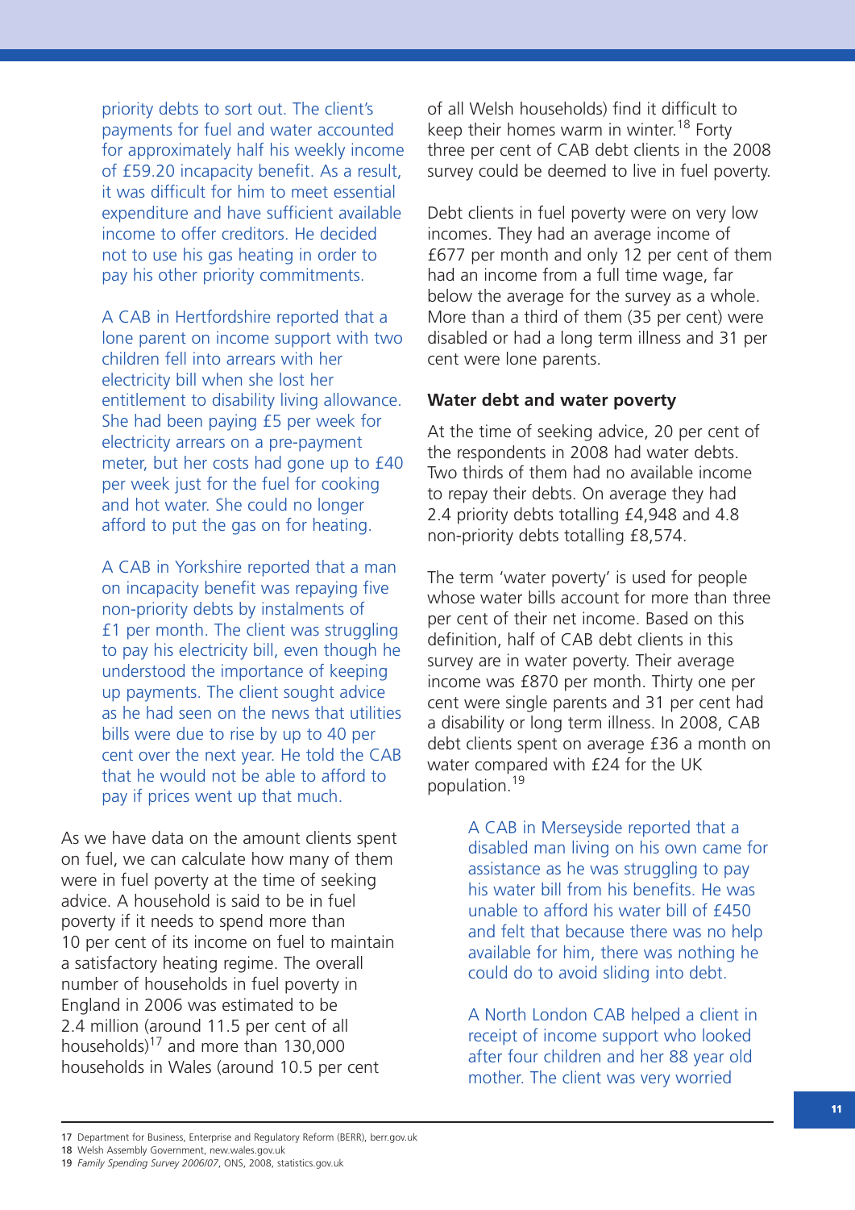priority debts to sort out. The client's payments for fuel and water accounted for approximately half his weekly income of £59.20 incapacity benefit. As a result, it was difficult for him to meet essential expenditure and have sufficient available income to offer creditors. He decided not to use his gas heating in order to pay his other priority commitments.

A CAB in Hertfordshire reported that a lone parent on income support with two children fell into arrears with her electricity bill when she lost her entitlement to disability living allowance. She had been paying £5 per week for electricity arrears on a pre-payment meter, but her costs had gone up to £40 per week just for the fuel for cooking and hot water. She could no longer afford to put the gas on for heating.

A CAB in Yorkshire reported that a man on incapacity benefit was repaying five non-priority debts by instalments of £1 per month. The client was struggling to pay his electricity bill, even though he understood the importance of keeping up payments. The client sought advice as he had seen on the news that utilities bills were due to rise by up to 40 per cent over the next year. He told the CAB that he would not be able to afford to pay if prices went up that much.

As we have data on the amount clients spent on fuel, we can calculate how many of them were in fuel poverty at the time of seeking advice. A household is said to be in fuel poverty if it needs to spend more than 10 per cent of its income on fuel to maintain a satisfactory heating regime. The overall number of households in fuel poverty in England in 2006 was estimated to be 2.4 million (around 11.5 per cent of all households)[17] and more than 130,000 households in Wales (around 10.5 per cent of all Welsh households) find it difficult to keep their homes warm in winter.[18] Forty three per cent of CAB debt clients in the 2008 survey could be deemed to live in fuel poverty.

Debt clients in fuel poverty were on very low incomes. They had an average income of £677 per month and only 12 per cent of them had an income from a full time wage, far below the average for the survey as a whole. More than a third of them (35 per cent) were disabled or had a long term illness and 31 per cent were lone parents.

### Water debt and water poverty

At the time of seeking advice, 20 per cent of the respondents in 2008 had water debts. Two thirds of them had no available income to repay their debts. On average they had 2.4 priority debts totalling £4,948 and 4.8 non-priority debts totalling £8,574.

The term 'water poverty' is used for people whose water bills account for more than three per cent of their net income. Based on this definition, half of CAB debt clients in this survey are in water poverty. Their average income was £870 per month. Thirty one per cent were single parents and 31 per cent had a disability or long term illness. In 2008, CAB debt clients spent on average £36 a month on water compared with £24 for the UK population.[19]

A CAB in Merseyside reported that a disabled man living on his own came for assistance as he was struggling to pay his water bill from his benefits. He was unable to afford his water bill of £450 and felt that because there was no help available for him, there was nothing he could do to avoid sliding into debt.

A North London CAB helped a client in receipt of income support who looked after four children and her 88 year old mother. The client was very worried

---

17 Department for Business, Enterprise and Regulatory Reform (BERR), berr.gov.uk

18 Welsh Assembly Government, new.wales.gov.uk

19 *Family Spending Survey 2006/07*, ONS, 2008, statistics.gov.uk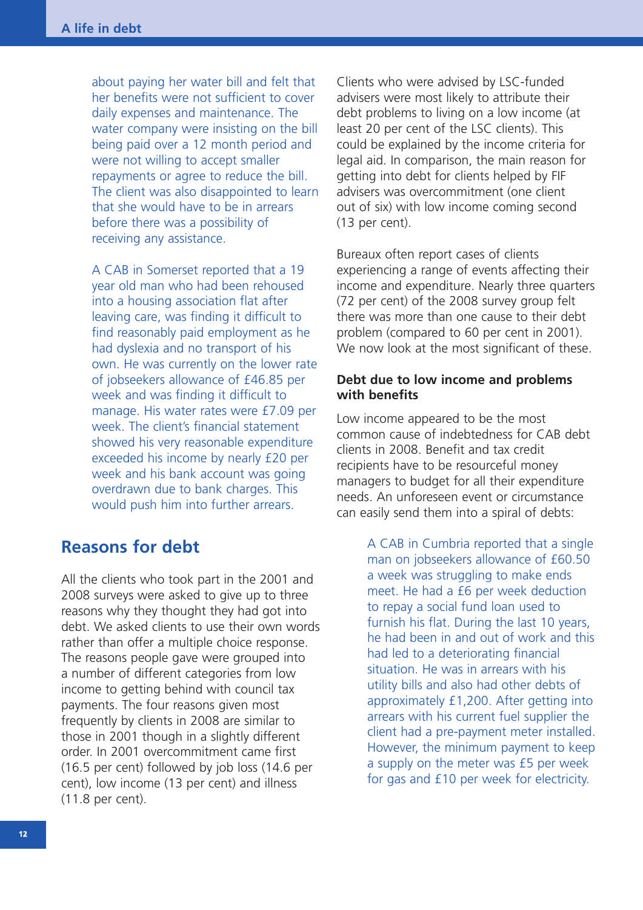about paying her water bill and felt that her benefits were not sufficient to cover daily expenses and maintenance. The water company were insisting on the bill being paid over a 12 month period and were not willing to accept smaller repayments or agree to reduce the bill. The client was also disappointed to learn that she would have to be in arrears before there was a possibility of receiving any assistance.

A CAB in Somerset reported that a 19 year old man who had been rehoused into a housing association flat after leaving care, was finding it difficult to find reasonably paid employment as he had dyslexia and no transport of his own. He was currently on the lower rate of jobseekers allowance of £46.85 per week and was finding it difficult to manage. His water rates were £7.09 per week. The client's financial statement showed his very reasonable expenditure exceeded his income by nearly £20 per week and his bank account was going overdrawn due to bank charges. This would push him into further arrears.

## Reasons for debt

All the clients who took part in the 2001 and 2008 surveys were asked to give up to three reasons why they thought they had got into debt. We asked clients to use their own words rather than offer a multiple choice response. The reasons people gave were grouped into a number of different categories from low income to getting behind with council tax payments. The four reasons given most frequently by clients in 2008 are similar to those in 2001 though in a slightly different order. In 2001 overcommitment came first (16.5 per cent) followed by job loss (14.6 per cent), low income (13 per cent) and illness (11.8 per cent).

Clients who were advised by LSC-funded advisers were most likely to attribute their debt problems to living on a low income (at least 20 per cent of the LSC clients). This could be explained by the income criteria for legal aid. In comparison, the main reason for getting into debt for clients helped by FIF advisers was overcommitment (one client out of six) with low income coming second (13 per cent).

Bureaux often report cases of clients experiencing a range of events affecting their income and expenditure. Nearly three quarters (72 per cent) of the 2008 survey group felt there was more than one cause to their debt problem (compared to 60 per cent in 2001). We now look at the most significant of these.

### Debt due to low income and problems with benefits

Low income appeared to be the most common cause of indebtedness for CAB debt clients in 2008. Benefit and tax credit recipients have to be resourceful money managers to budget for all their expenditure needs. An unforeseen event or circumstance can easily send them into a spiral of debts:

A CAB in Cumbria reported that a single man on jobseekers allowance of £60.50 a week was struggling to make ends meet. He had a £6 per week deduction to repay a social fund loan used to furnish his flat. During the last 10 years, he had been in and out of work and this had led to a deteriorating financial situation. He was in arrears with his utility bills and also had other debts of approximately £1,200. After getting into arrears with his current fuel supplier the client had a pre-payment meter installed. However, the minimum payment to keep a supply on the meter was £5 per week for gas and £10 per week for electricity.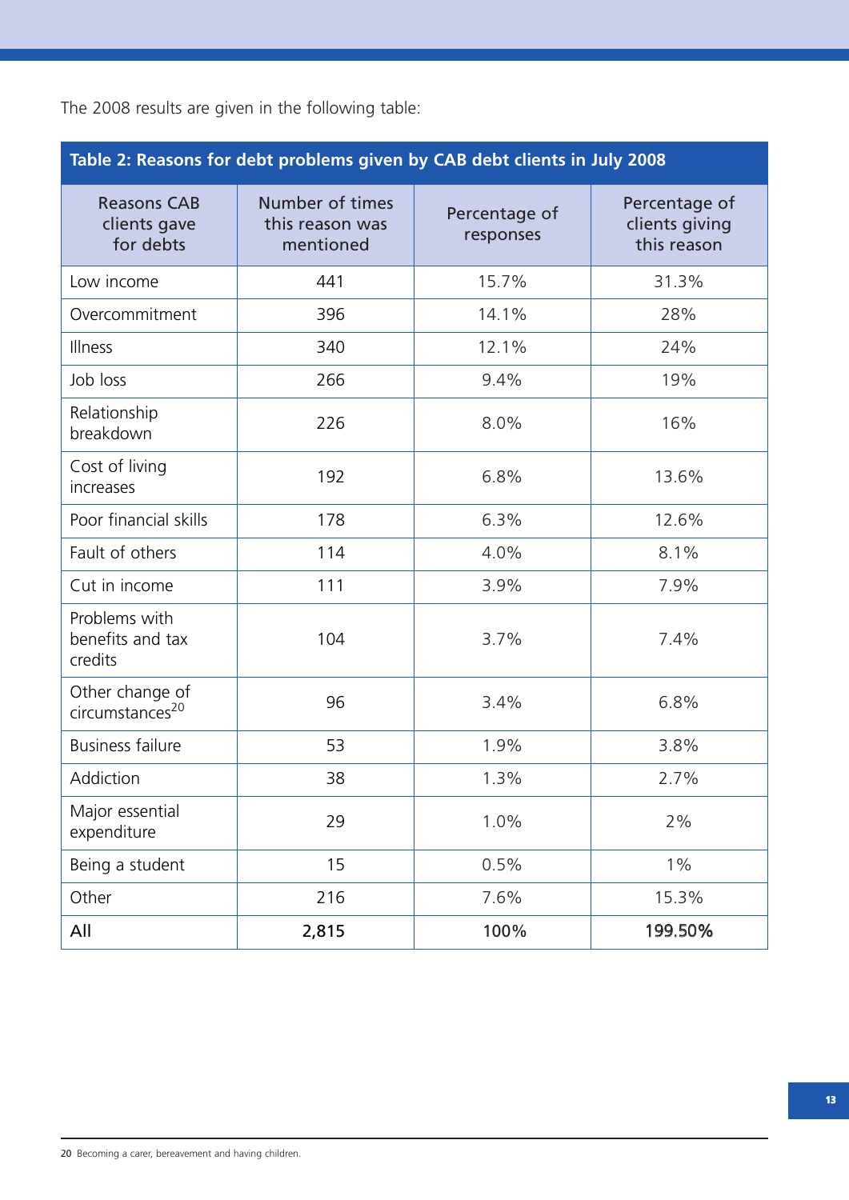The 2008 results are given in the following table:

**Table 2: Reasons for debt problems given by CAB debt clients in July 2008**

| Reasons CAB clients gave for debts | Number of times this reason was mentioned | Percentage of responses | Percentage of clients giving this reason |
|---|---|---|---|
| Low income | 441 | 15.7% | 31.3% |
| Overcommitment | 396 | 14.1% | 28% |
| Illness | 340 | 12.1% | 24% |
| Job loss | 266 | 9.4% | 19% |
| Relationship breakdown | 226 | 8.0% | 16% |
| Cost of living increases | 192 | 6.8% | 13.6% |
| Poor financial skills | 178 | 6.3% | 12.6% |
| Fault of others | 114 | 4.0% | 8.1% |
| Cut in income | 111 | 3.9% | 7.9% |
| Problems with benefits and tax credits | 104 | 3.7% | 7.4% |
| Other change of circumstances[20] | 96 | 3.4% | 6.8% |
| Business failure | 53 | 1.9% | 3.8% |
| Addiction | 38 | 1.3% | 2.7% |
| Major essential expenditure | 29 | 1.0% | 2% |
| Being a student | 15 | 0.5% | 1% |
| Other | 216 | 7.6% | 15.3% |
| **All** | **2,815** | **100%** | **199.50%** |

20 Becoming a carer, bereavement and having children.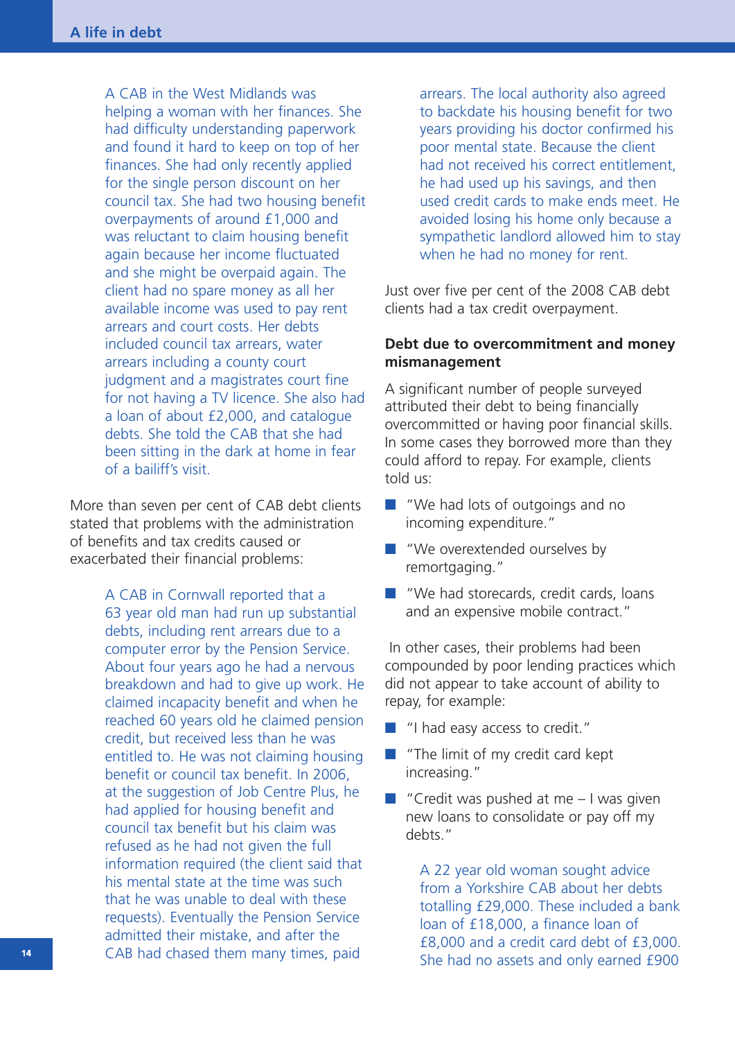A CAB in the West Midlands was helping a woman with her finances. She had difficulty understanding paperwork and found it hard to keep on top of her finances. She had only recently applied for the single person discount on her council tax. She had two housing benefit overpayments of around £1,000 and was reluctant to claim housing benefit again because her income fluctuated and she might be overpaid again. The client had no spare money as all her available income was used to pay rent arrears and court costs. Her debts included council tax arrears, water arrears including a county court judgment and a magistrates court fine for not having a TV licence. She also had a loan of about £2,000, and catalogue debts. She told the CAB that she had been sitting in the dark at home in fear of a bailiff's visit.

More than seven per cent of CAB debt clients stated that problems with the administration of benefits and tax credits caused or exacerbated their financial problems:

A CAB in Cornwall reported that a 63 year old man had run up substantial debts, including rent arrears due to a computer error by the Pension Service. About four years ago he had a nervous breakdown and had to give up work. He claimed incapacity benefit and when he reached 60 years old he claimed pension credit, but received less than he was entitled to. He was not claiming housing benefit or council tax benefit. In 2006, at the suggestion of Job Centre Plus, he had applied for housing benefit and council tax benefit but his claim was refused as he had not given the full information required (the client said that his mental state at the time was such that he was unable to deal with these requests). Eventually the Pension Service admitted their mistake, and after the CAB had chased them many times, paid arrears. The local authority also agreed to backdate his housing benefit for two years providing his doctor confirmed his poor mental state. Because the client had not received his correct entitlement, he had used up his savings, and then used credit cards to make ends meet. He avoided losing his home only because a sympathetic landlord allowed him to stay when he had no money for rent.

Just over five per cent of the 2008 CAB debt clients had a tax credit overpayment.

**Debt due to overcommitment and money mismanagement**

A significant number of people surveyed attributed their debt to being financially overcommitted or having poor financial skills. In some cases they borrowed more than they could afford to repay. For example, clients told us:

- "We had lots of outgoings and no incoming expenditure."
- "We overextended ourselves by remortgaging."
- "We had storecards, credit cards, loans and an expensive mobile contract."

In other cases, their problems had been compounded by poor lending practices which did not appear to take account of ability to repay, for example:

- "I had easy access to credit."
- "The limit of my credit card kept increasing."
- "Credit was pushed at me – I was given new loans to consolidate or pay off my debts."

A 22 year old woman sought advice from a Yorkshire CAB about her debts totalling £29,000. These included a bank loan of £18,000, a finance loan of £8,000 and a credit card debt of £3,000. She had no assets and only earned £900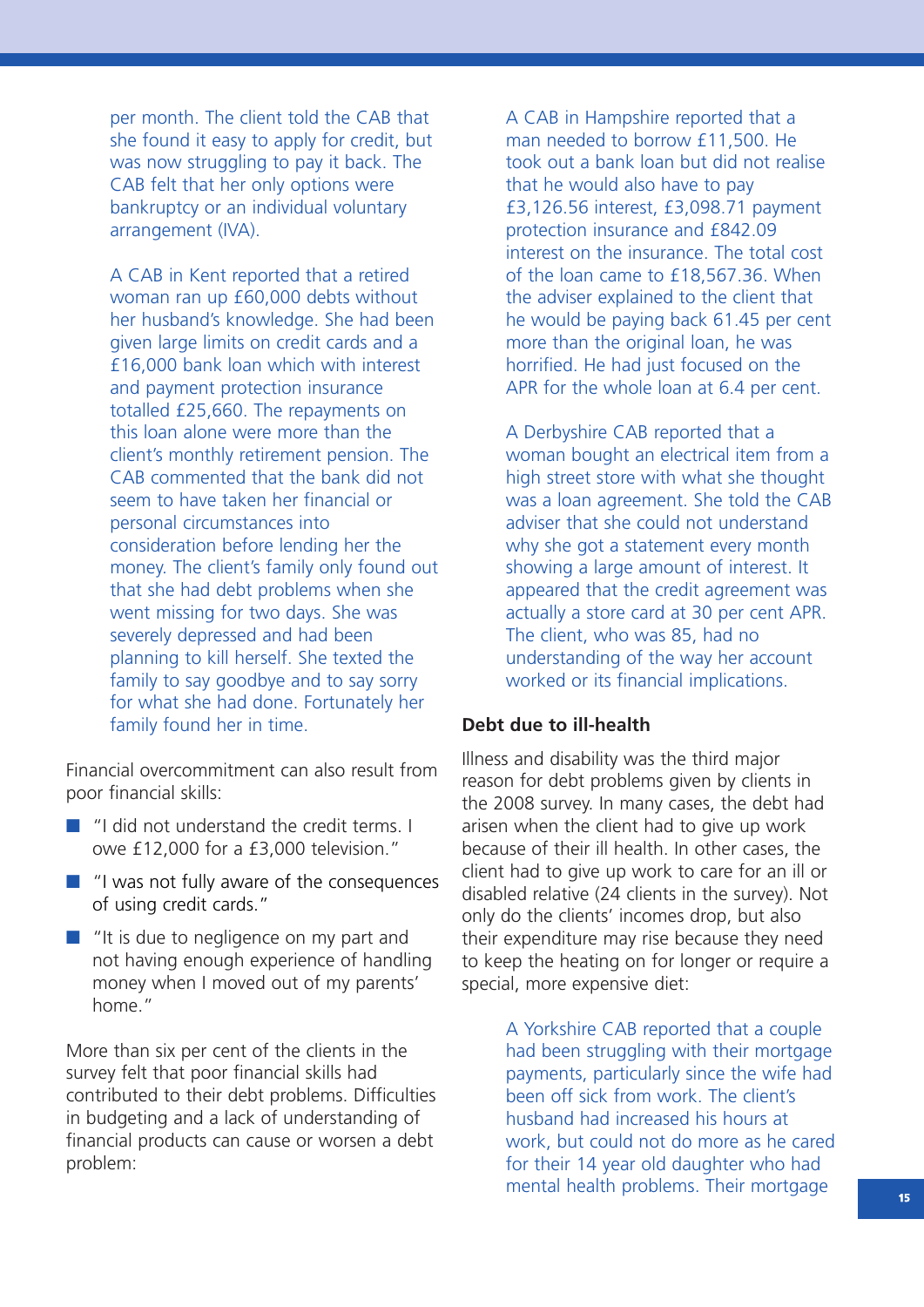per month. The client told the CAB that she found it easy to apply for credit, but was now struggling to pay it back. The CAB felt that her only options were bankruptcy or an individual voluntary arrangement (IVA).

A CAB in Kent reported that a retired woman ran up £60,000 debts without her husband's knowledge. She had been given large limits on credit cards and a £16,000 bank loan which with interest and payment protection insurance totalled £25,660. The repayments on this loan alone were more than the client's monthly retirement pension. The CAB commented that the bank did not seem to have taken her financial or personal circumstances into consideration before lending her the money. The client's family only found out that she had debt problems when she went missing for two days. She was severely depressed and had been planning to kill herself. She texted the family to say goodbye and to say sorry for what she had done. Fortunately her family found her in time.

Financial overcommitment can also result from poor financial skills:

- "I did not understand the credit terms. I owe £12,000 for a £3,000 television."
- "I was not fully aware of the consequences of using credit cards."
- "It is due to negligence on my part and not having enough experience of handling money when I moved out of my parents' home."

More than six per cent of the clients in the survey felt that poor financial skills had contributed to their debt problems. Difficulties in budgeting and a lack of understanding of financial products can cause or worsen a debt problem:

A CAB in Hampshire reported that a man needed to borrow £11,500. He took out a bank loan but did not realise that he would also have to pay £3,126.56 interest, £3,098.71 payment protection insurance and £842.09 interest on the insurance. The total cost of the loan came to £18,567.36. When the adviser explained to the client that he would be paying back 61.45 per cent more than the original loan, he was horrified. He had just focused on the APR for the whole loan at 6.4 per cent.

A Derbyshire CAB reported that a woman bought an electrical item from a high street store with what she thought was a loan agreement. She told the CAB adviser that she could not understand why she got a statement every month showing a large amount of interest. It appeared that the credit agreement was actually a store card at 30 per cent APR. The client, who was 85, had no understanding of the way her account worked or its financial implications.

### Debt due to ill-health

Illness and disability was the third major reason for debt problems given by clients in the 2008 survey. In many cases, the debt had arisen when the client had to give up work because of their ill health. In other cases, the client had to give up work to care for an ill or disabled relative (24 clients in the survey). Not only do the clients' incomes drop, but also their expenditure may rise because they need to keep the heating on for longer or require a special, more expensive diet:

A Yorkshire CAB reported that a couple had been struggling with their mortgage payments, particularly since the wife had been off sick from work. The client's husband had increased his hours at work, but could not do more as he cared for their 14 year old daughter who had mental health problems. Their mortgage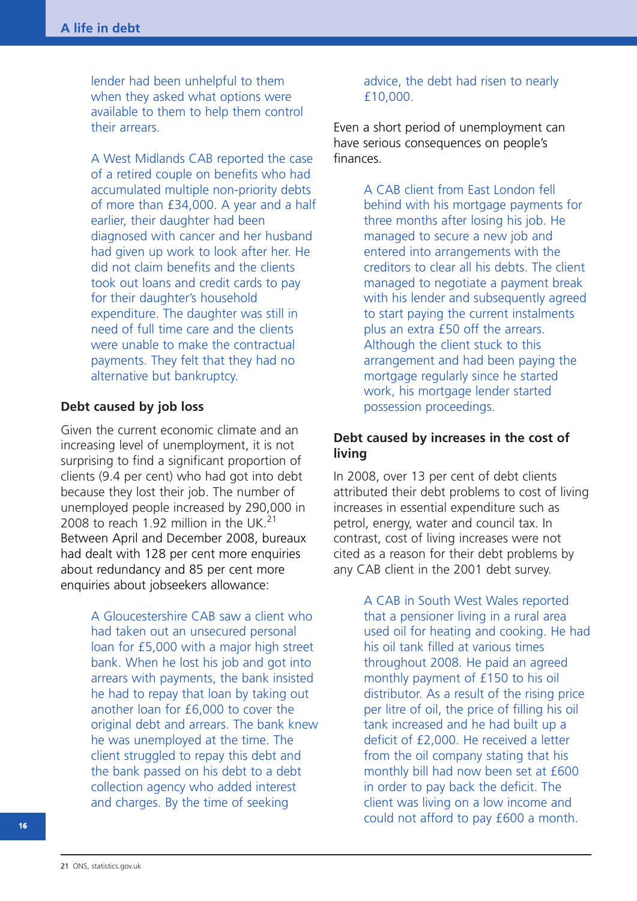lender had been unhelpful to them when they asked what options were available to them to help them control their arrears.

A West Midlands CAB reported the case of a retired couple on benefits who had accumulated multiple non-priority debts of more than £34,000. A year and a half earlier, their daughter had been diagnosed with cancer and her husband had given up work to look after her. He did not claim benefits and the clients took out loans and credit cards to pay for their daughter's household expenditure. The daughter was still in need of full time care and the clients were unable to make the contractual payments. They felt that they had no alternative but bankruptcy.

### Debt caused by job loss

Given the current economic climate and an increasing level of unemployment, it is not surprising to find a significant proportion of clients (9.4 per cent) who had got into debt because they lost their job. The number of unemployed people increased by 290,000 in 2008 to reach 1.92 million in the UK.[21] Between April and December 2008, bureaux had dealt with 128 per cent more enquiries about redundancy and 85 per cent more enquiries about jobseekers allowance:

A Gloucestershire CAB saw a client who had taken out an unsecured personal loan for £5,000 with a major high street bank. When he lost his job and got into arrears with payments, the bank insisted he had to repay that loan by taking out another loan for £6,000 to cover the original debt and arrears. The bank knew he was unemployed at the time. The client struggled to repay this debt and the bank passed on his debt to a debt collection agency who added interest and charges. By the time of seeking advice, the debt had risen to nearly £10,000.

Even a short period of unemployment can have serious consequences on people's finances.

A CAB client from East London fell behind with his mortgage payments for three months after losing his job. He managed to secure a new job and entered into arrangements with the creditors to clear all his debts. The client managed to negotiate a payment break with his lender and subsequently agreed to start paying the current instalments plus an extra £50 off the arrears. Although the client stuck to this arrangement and had been paying the mortgage regularly since he started work, his mortgage lender started possession proceedings.

### Debt caused by increases in the cost of living

In 2008, over 13 per cent of debt clients attributed their debt problems to cost of living increases in essential expenditure such as petrol, energy, water and council tax. In contrast, cost of living increases were not cited as a reason for their debt problems by any CAB client in the 2001 debt survey.

A CAB in South West Wales reported that a pensioner living in a rural area used oil for heating and cooking. He had his oil tank filled at various times throughout 2008. He paid an agreed monthly payment of £150 to his oil distributor. As a result of the rising price per litre of oil, the price of filling his oil tank increased and he had built up a deficit of £2,000. He received a letter from the oil company stating that his monthly bill had now been set at £600 in order to pay back the deficit. The client was living on a low income and could not afford to pay £600 a month.

---

21 ONS, statistics.gov.uk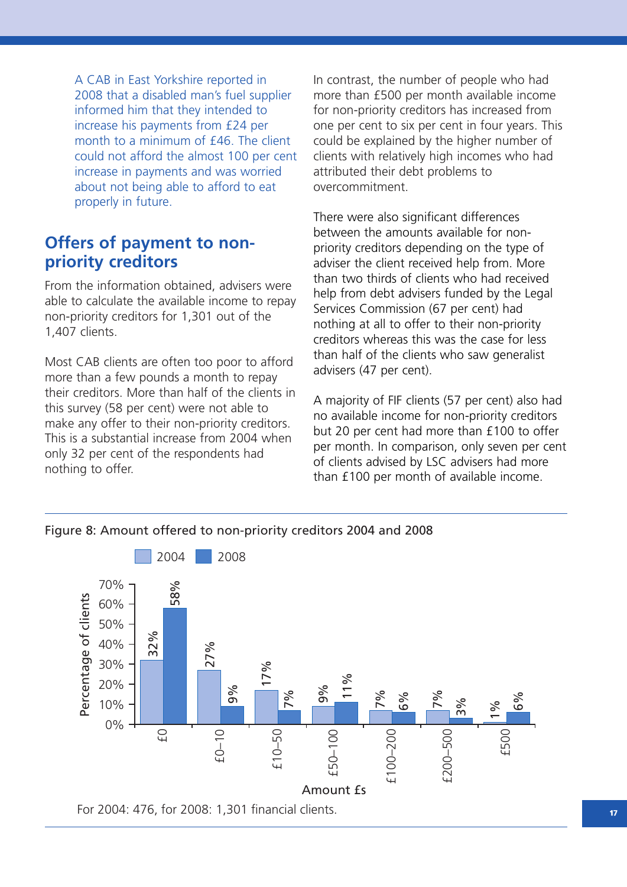A CAB in East Yorkshire reported in 2008 that a disabled man's fuel supplier informed him that they intended to increase his payments from £24 per month to a minimum of £46. The client could not afford the almost 100 per cent increase in payments and was worried about not being able to afford to eat properly in future.

## Offers of payment to non-priority creditors

From the information obtained, advisers were able to calculate the available income to repay non-priority creditors for 1,301 out of the 1,407 clients.

Most CAB clients are often too poor to afford more than a few pounds a month to repay their creditors. More than half of the clients in this survey (58 per cent) were not able to make any offer to their non-priority creditors. This is a substantial increase from 2004 when only 32 per cent of the respondents had nothing to offer.

In contrast, the number of people who had more than £500 per month available income for non-priority creditors has increased from one per cent to six per cent in four years. This could be explained by the higher number of clients with relatively high incomes who had attributed their debt problems to overcommitment.

There were also significant differences between the amounts available for non-priority creditors depending on the type of adviser the client received help from. More than two thirds of clients who had received help from debt advisers funded by the Legal Services Commission (67 per cent) had nothing at all to offer to their non-priority creditors whereas this was the case for less than half of the clients who saw generalist advisers (47 per cent).

A majority of FIF clients (57 per cent) also had no available income for non-priority creditors but 20 per cent had more than £100 to offer per month. In comparison, only seven per cent of clients advised by LSC advisers had more than £100 per month of available income.

Figure 8: Amount offered to non-priority creditors 2004 and 2008

| Amount £s | 2004 | 2008 |
|---|---|---|
| £0 | 32% | 58% |
| £0–10 | 27% | 9% |
| £10–50 | 17% | 7% |
| £50–100 | 9% | 11% |
| £100–200 | 7% | 6% |
| £200–500 | 7% | 3% |
| £500 | 1% | 6% |

For 2004: 476, for 2008: 1,301 financial clients.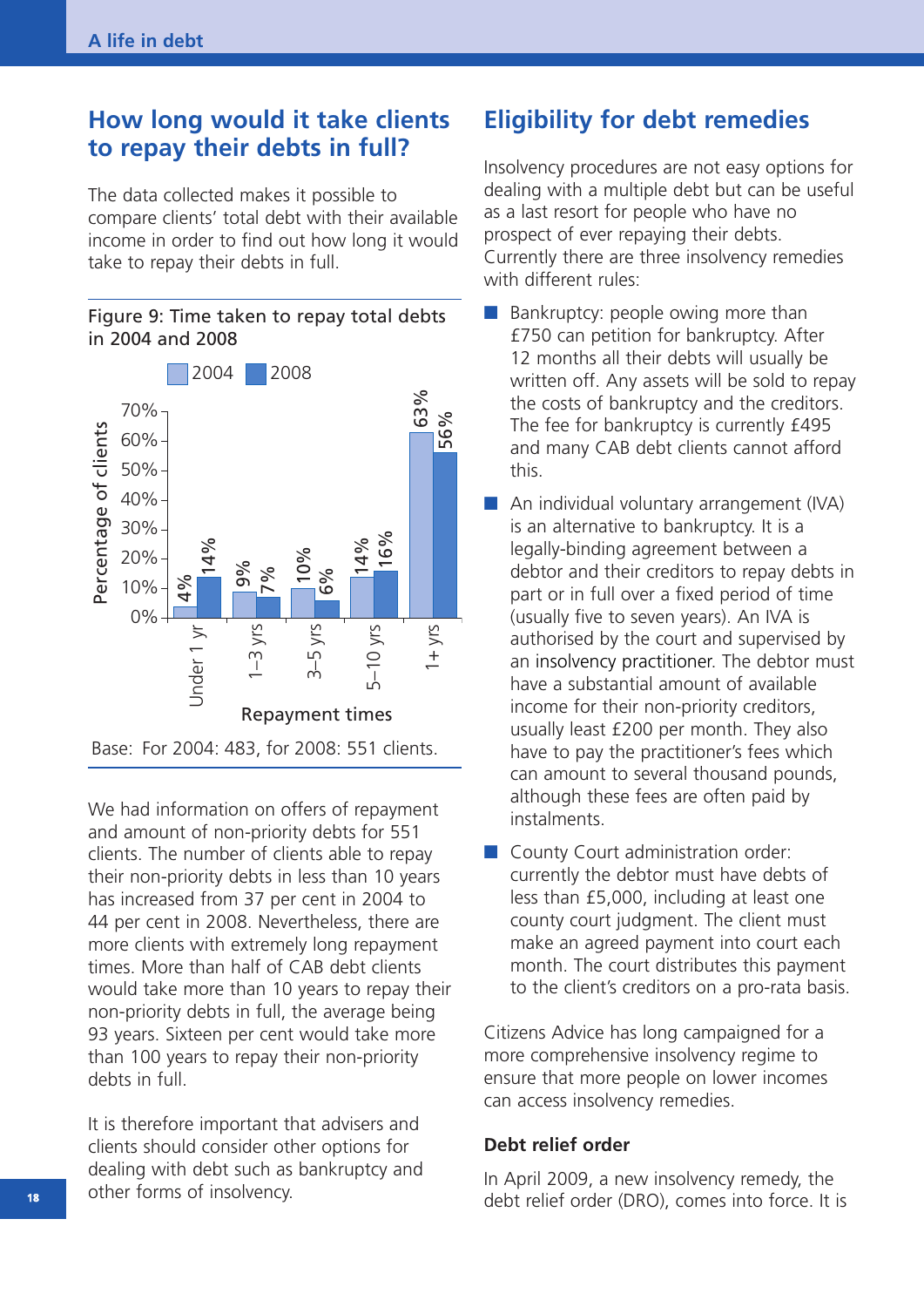## How long would it take clients to repay their debts in full?

The data collected makes it possible to compare clients' total debt with their available income in order to find out how long it would take to repay their debts in full.

Figure 9: Time taken to repay total debts in 2004 and 2008

| Repayment times | 2004 | 2008 |
|---|---|---|
| Under 1 yr | 4% | 14% |
| 1–3 yrs | 9% | 7% |
| 3–5 yrs | 10% | 6% |
| 5–10 yrs | 14% | 16% |
| 1+ yrs | 63% | 56% |

Base: For 2004: 483, for 2008: 551 clients.

We had information on offers of repayment and amount of non-priority debts for 551 clients. The number of clients able to repay their non-priority debts in less than 10 years has increased from 37 per cent in 2004 to 44 per cent in 2008. Nevertheless, there are more clients with extremely long repayment times. More than half of CAB debt clients would take more than 10 years to repay their non-priority debts in full, the average being 93 years. Sixteen per cent would take more than 100 years to repay their non-priority debts in full.

It is therefore important that advisers and clients should consider other options for dealing with debt such as bankruptcy and other forms of insolvency.

## Eligibility for debt remedies

Insolvency procedures are not easy options for dealing with a multiple debt but can be useful as a last resort for people who have no prospect of ever repaying their debts. Currently there are three insolvency remedies with different rules:

- Bankruptcy: people owing more than £750 can petition for bankruptcy. After 12 months all their debts will usually be written off. Any assets will be sold to repay the costs of bankruptcy and the creditors. The fee for bankruptcy is currently £495 and many CAB debt clients cannot afford this.
- An individual voluntary arrangement (IVA) is an alternative to bankruptcy. It is a legally-binding agreement between a debtor and their creditors to repay debts in part or in full over a fixed period of time (usually five to seven years). An IVA is authorised by the court and supervised by an insolvency practitioner. The debtor must have a substantial amount of available income for their non-priority creditors, usually least £200 per month. They also have to pay the practitioner's fees which can amount to several thousand pounds, although these fees are often paid by instalments.
- County Court administration order: currently the debtor must have debts of less than £5,000, including at least one county court judgment. The client must make an agreed payment into court each month. The court distributes this payment to the client's creditors on a pro-rata basis.

Citizens Advice has long campaigned for a more comprehensive insolvency regime to ensure that more people on lower incomes can access insolvency remedies.

### Debt relief order

In April 2009, a new insolvency remedy, the debt relief order (DRO), comes into force. It is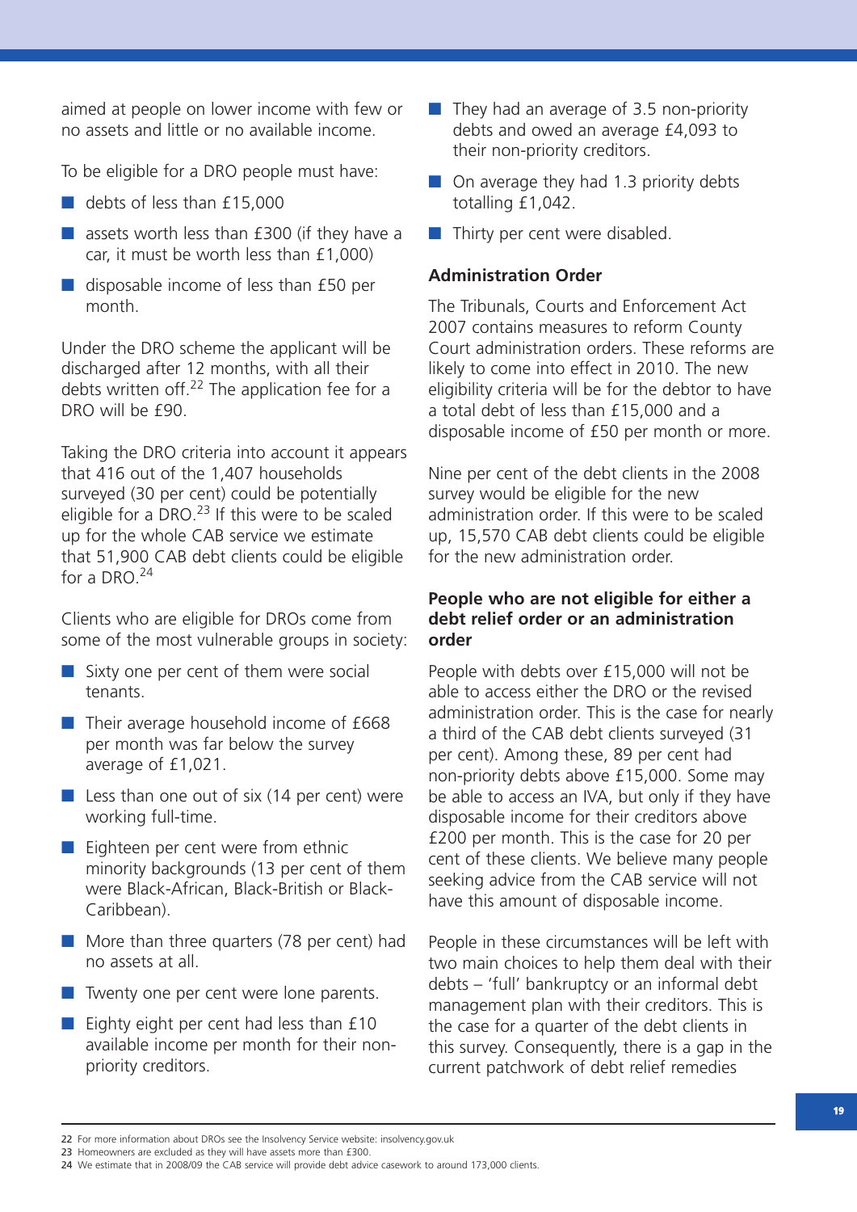aimed at people on lower income with few or no assets and little or no available income.

To be eligible for a DRO people must have:

- debts of less than £15,000
- assets worth less than £300 (if they have a car, it must be worth less than £1,000)
- disposable income of less than £50 per month.

Under the DRO scheme the applicant will be discharged after 12 months, with all their debts written off.[22] The application fee for a DRO will be £90.

Taking the DRO criteria into account it appears that 416 out of the 1,407 households surveyed (30 per cent) could be potentially eligible for a DRO.[23] If this were to be scaled up for the whole CAB service we estimate that 51,900 CAB debt clients could be eligible for a DRO.[24]

Clients who are eligible for DROs come from some of the most vulnerable groups in society:

- Sixty one per cent of them were social tenants.
- Their average household income of £668 per month was far below the survey average of £1,021.
- Less than one out of six (14 per cent) were working full-time.
- Eighteen per cent were from ethnic minority backgrounds (13 per cent of them were Black-African, Black-British or Black-Caribbean).
- More than three quarters (78 per cent) had no assets at all.
- Twenty one per cent were lone parents.
- Eighty eight per cent had less than £10 available income per month for their non-priority creditors.
- They had an average of 3.5 non-priority debts and owed an average £4,093 to their non-priority creditors.
- On average they had 1.3 priority debts totalling £1,042.
- Thirty per cent were disabled.

**Administration Order**

The Tribunals, Courts and Enforcement Act 2007 contains measures to reform County Court administration orders. These reforms are likely to come into effect in 2010. The new eligibility criteria will be for the debtor to have a total debt of less than £15,000 and a disposable income of £50 per month or more.

Nine per cent of the debt clients in the 2008 survey would be eligible for the new administration order. If this were to be scaled up, 15,570 CAB debt clients could be eligible for the new administration order.

**People who are not eligible for either a debt relief order or an administration order**

People with debts over £15,000 will not be able to access either the DRO or the revised administration order. This is the case for nearly a third of the CAB debt clients surveyed (31 per cent). Among these, 89 per cent had non-priority debts above £15,000. Some may be able to access an IVA, but only if they have disposable income for their creditors above £200 per month. This is the case for 20 per cent of these clients. We believe many people seeking advice from the CAB service will not have this amount of disposable income.

People in these circumstances will be left with two main choices to help them deal with their debts – 'full' bankruptcy or an informal debt management plan with their creditors. This is the case for a quarter of the debt clients in this survey. Consequently, there is a gap in the current patchwork of debt relief remedies

22 For more information about DROs see the Insolvency Service website: insolvency.gov.uk

23 Homeowners are excluded as they will have assets more than £300.

24 We estimate that in 2008/09 the CAB service will provide debt advice casework to around 173,000 clients.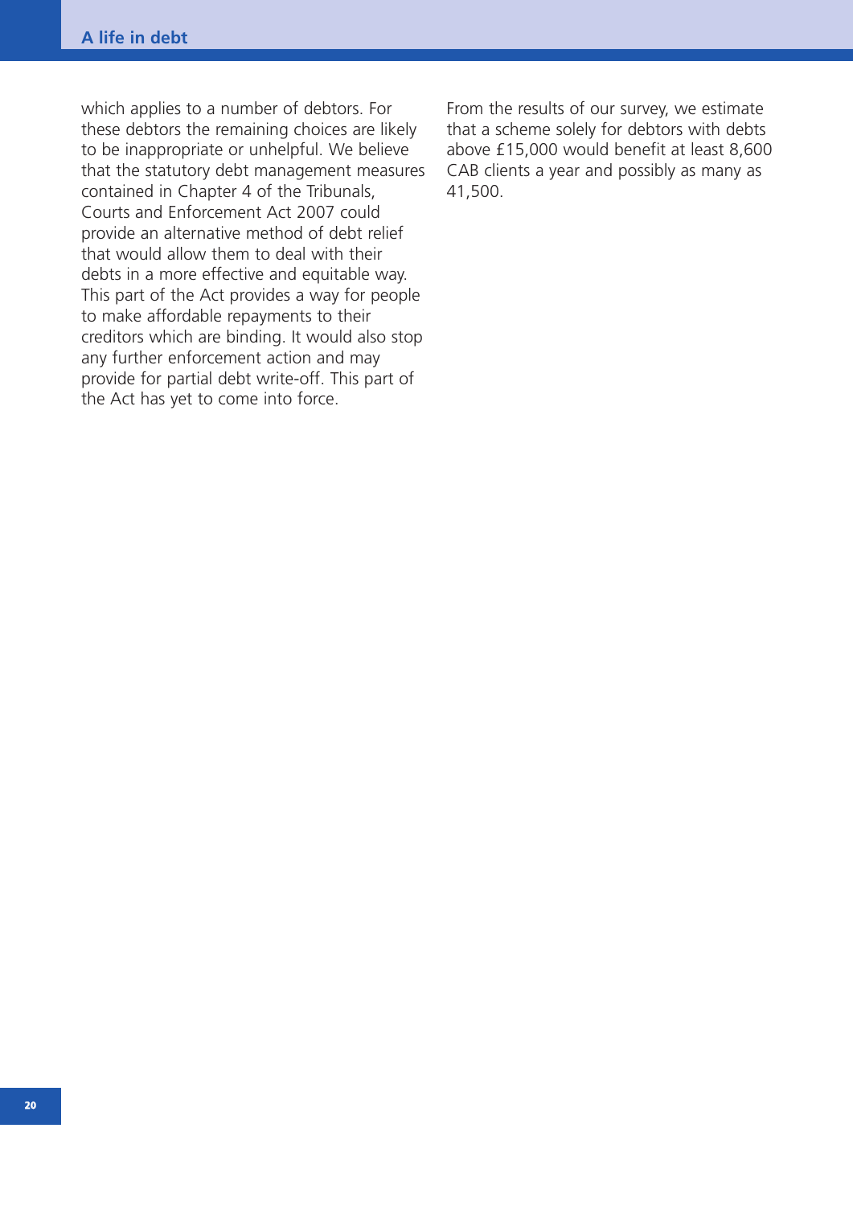which applies to a number of debtors. For these debtors the remaining choices are likely to be inappropriate or unhelpful. We believe that the statutory debt management measures contained in Chapter 4 of the Tribunals, Courts and Enforcement Act 2007 could provide an alternative method of debt relief that would allow them to deal with their debts in a more effective and equitable way. This part of the Act provides a way for people to make affordable repayments to their creditors which are binding. It would also stop any further enforcement action and may provide for partial debt write-off. This part of the Act has yet to come into force.

From the results of our survey, we estimate that a scheme solely for debtors with debts above £15,000 would benefit at least 8,600 CAB clients a year and possibly as many as 41,500.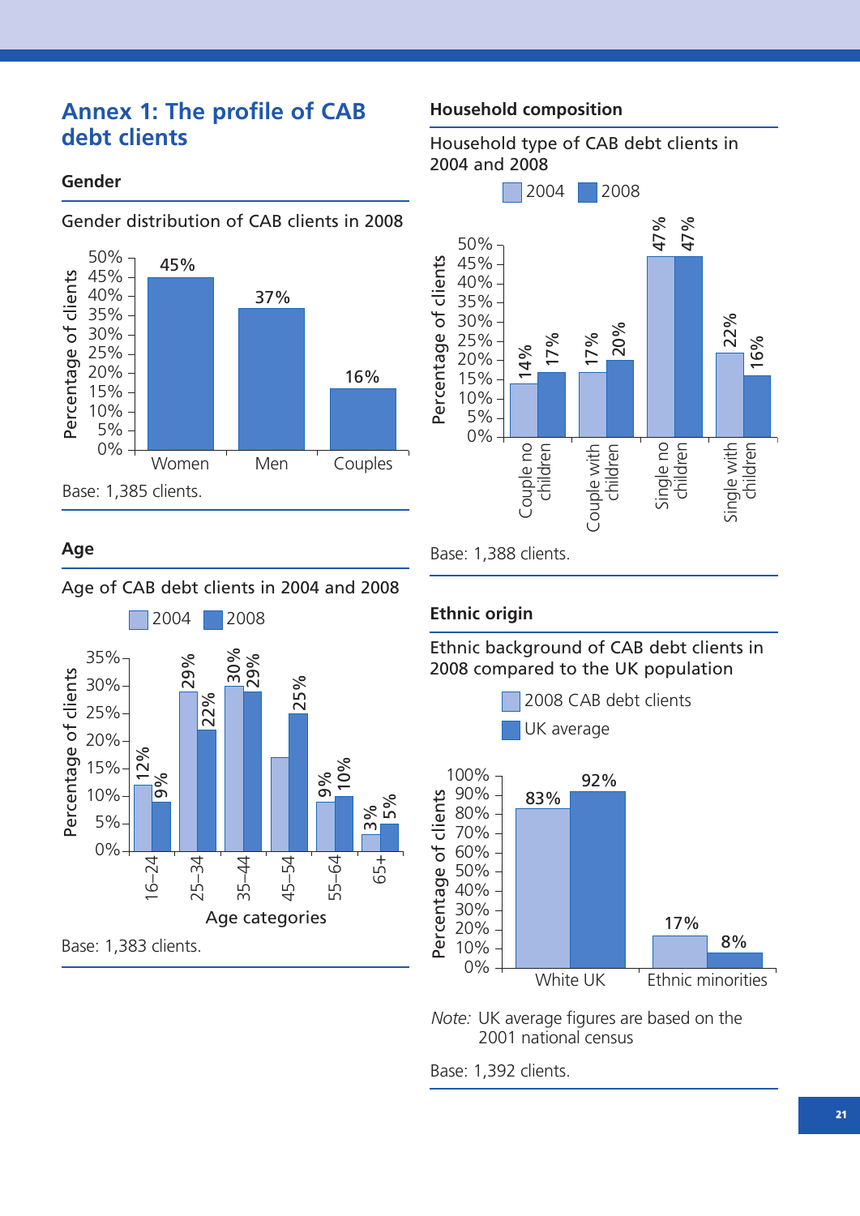# Annex 1: The profile of CAB debt clients

## Gender

Gender distribution of CAB clients in 2008

| | Percentage of clients |
|---|---|
| Women | 45% |
| Men | 37% |
| Couples | 16% |

Base: 1,385 clients.

## Age

Age of CAB debt clients in 2004 and 2008

| Age categories | 2004 | 2008 |
|---|---|---|
| 16–24 | 12% | 9% |
| 25–34 | 29% | 22% |
| 35–44 | 30% | 29% |
| 45–54 | | 25% |
| 55–64 | 9% | 10% |
| 65+ | 3% | 5% |

Base: 1,383 clients.

## Household composition

Household type of CAB debt clients in 2004 and 2008

| | 2004 | 2008 |
|---|---|---|
| Couple no children | 14% | 17% |
| Couple with children | 17% | 20% |
| Single no children | 47% | 47% |
| Single with children | 22% | 16% |

Base: 1,388 clients.

## Ethnic origin

Ethnic background of CAB debt clients in 2008 compared to the UK population

| | 2008 CAB debt clients | UK average |
|---|---|---|
| White UK | 83% | 92% |
| Ethnic minorities | 17% | 8% |

*Note:* UK average figures are based on the 2001 national census

Base: 1,392 clients.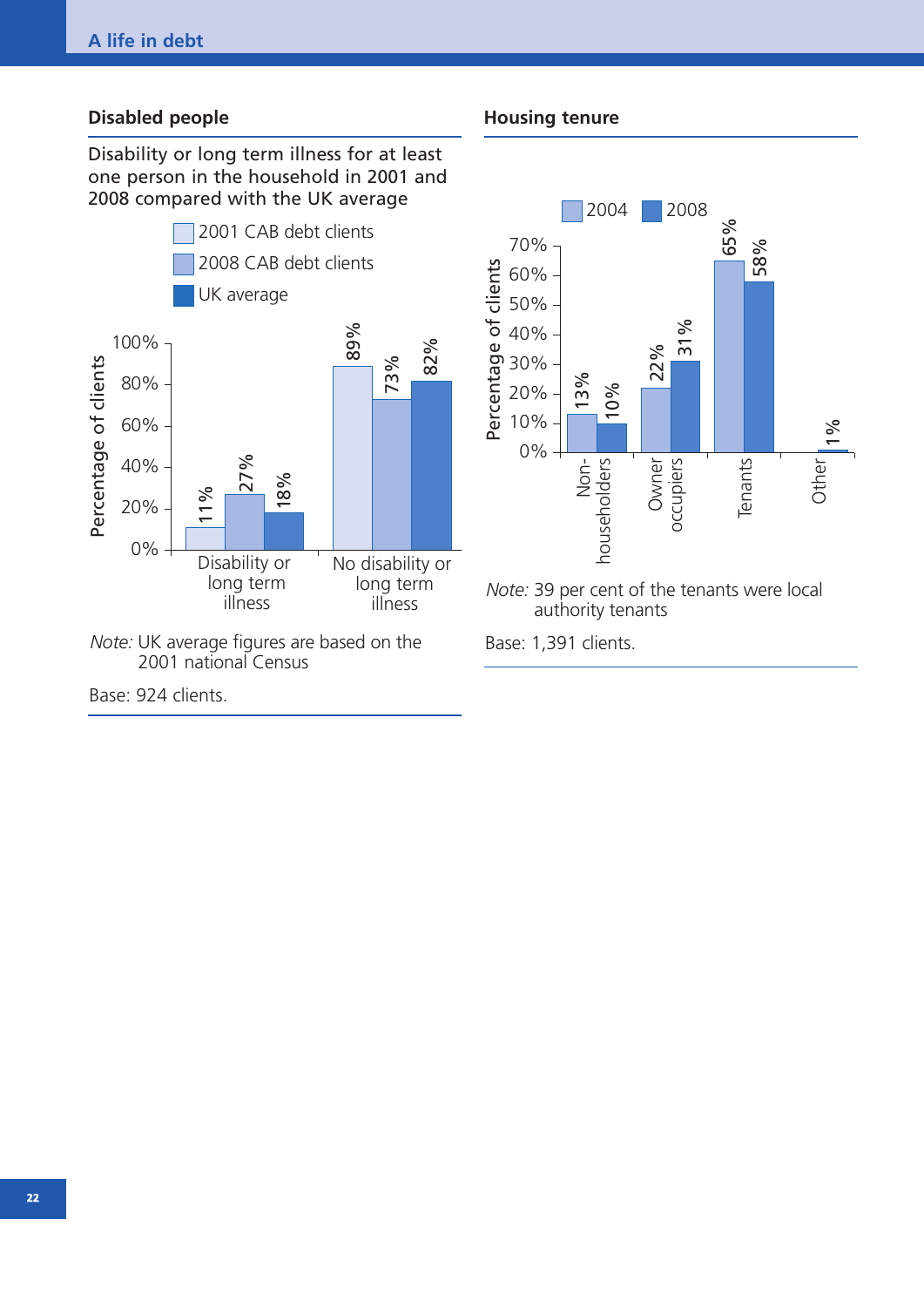## Disabled people

Disability or long term illness for at least one person in the household in 2001 and 2008 compared with the UK average

| | 2001 CAB debt clients | 2008 CAB debt clients | UK average |
|---|---|---|---|
| Disability or long term illness | 11% | 27% | 18% |
| No disability or long term illness | 89% | 73% | 82% |

*Note:* UK average figures are based on the 2001 national Census

Base: 924 clients.

## Housing tenure

| | 2004 | 2008 |
|---|---|---|
| Non-householders | 13% | 10% |
| Owner occupiers | 22% | 31% |
| Tenants | 65% | 58% |
| Other | | 1% |

*Note:* 39 per cent of the tenants were local authority tenants

Base: 1,391 clients.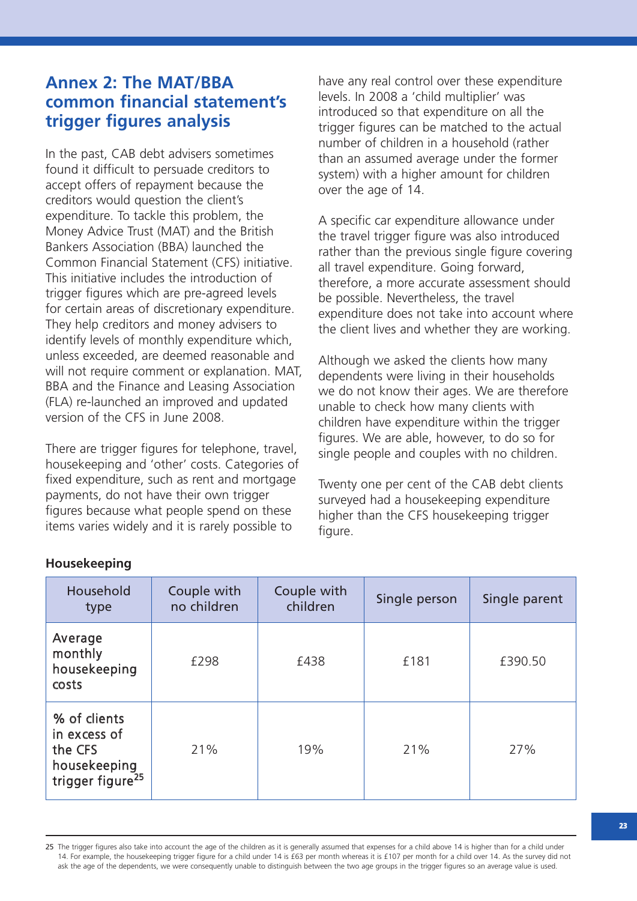## Annex 2: The MAT/BBA common financial statement's trigger figures analysis

In the past, CAB debt advisers sometimes found it difficult to persuade creditors to accept offers of repayment because the creditors would question the client's expenditure. To tackle this problem, the Money Advice Trust (MAT) and the British Bankers Association (BBA) launched the Common Financial Statement (CFS) initiative. This initiative includes the introduction of trigger figures which are pre-agreed levels for certain areas of discretionary expenditure. They help creditors and money advisers to identify levels of monthly expenditure which, unless exceeded, are deemed reasonable and will not require comment or explanation. MAT, BBA and the Finance and Leasing Association (FLA) re-launched an improved and updated version of the CFS in June 2008.

There are trigger figures for telephone, travel, housekeeping and 'other' costs. Categories of fixed expenditure, such as rent and mortgage payments, do not have their own trigger figures because what people spend on these items varies widely and it is rarely possible to have any real control over these expenditure levels. In 2008 a 'child multiplier' was introduced so that expenditure on all the trigger figures can be matched to the actual number of children in a household (rather than an assumed average under the former system) with a higher amount for children over the age of 14.

A specific car expenditure allowance under the travel trigger figure was also introduced rather than the previous single figure covering all travel expenditure. Going forward, therefore, a more accurate assessment should be possible. Nevertheless, the travel expenditure does not take into account where the client lives and whether they are working.

Although we asked the clients how many dependents were living in their households we do not know their ages. We are therefore unable to check how many clients with children have expenditure within the trigger figures. We are able, however, to do so for single people and couples with no children.

Twenty one per cent of the CAB debt clients surveyed had a housekeeping expenditure higher than the CFS housekeeping trigger figure.

**Housekeeping**

| Household type | Couple with no children | Couple with children | Single person | Single parent |
|---|---|---|---|---|
| Average monthly housekeeping costs | £298 | £438 | £181 | £390.50 |
| % of clients in excess of the CFS housekeeping trigger figure[25] | 21% | 19% | 21% | 27% |

25 The trigger figures also take into account the age of the children as it is generally assumed that expenses for a child above 14 is higher than for a child under 14. For example, the housekeeping trigger figure for a child under 14 is £63 per month whereas it is £107 per month for a child over 14. As the survey did not ask the age of the dependents, we were consequently unable to distinguish between the two age groups in the trigger figures so an average value is used.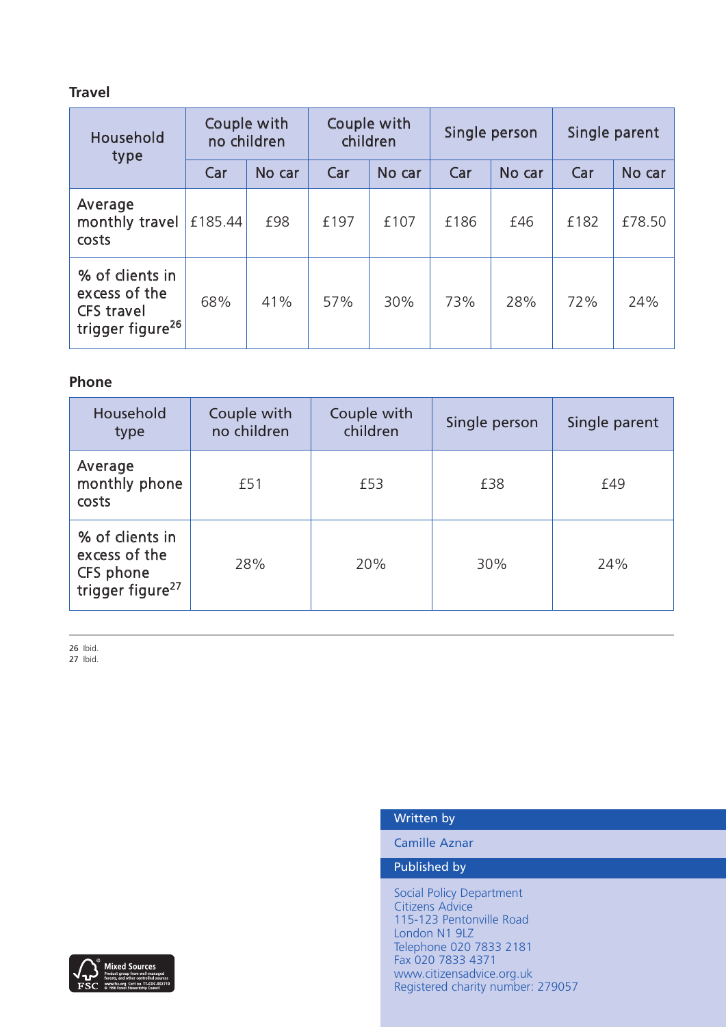### Travel

| Household type | Couple with no children | | Couple with children | | Single person | | Single parent | |
|---|---|---|---|---|---|---|---|---|
| | Car | No car | Car | No car | Car | No car | Car | No car |
| Average monthly travel costs | £185.44 | £98 | £197 | £107 | £186 | £46 | £182 | £78.50 |
| % of clients in excess of the CFS travel trigger figure[26] | 68% | 41% | 57% | 30% | 73% | 28% | 72% | 24% |

### Phone

| Household type | Couple with no children | Couple with children | Single person | Single parent |
|---|---|---|---|---|
| Average monthly phone costs | £51 | £53 | £38 | £49 |
| % of clients in excess of the CFS phone trigger figure[27] | 28% | 20% | 30% | 24% |

26 Ibid.
27 Ibid.

**Written by**

Camille Aznar

**Published by**

Social Policy Department
Citizens Advice
115-123 Pentonville Road
London N1 9LZ
Telephone 020 7833 2181
Fax 020 7833 4371
www.citizensadvice.org.uk
Registered charity number: 279057

Mixed Sources
Product group from well-managed forests, and other controlled sources
www.fsc.org Cert no. TT-COC-002710
© 1996 Forest Stewardship Council